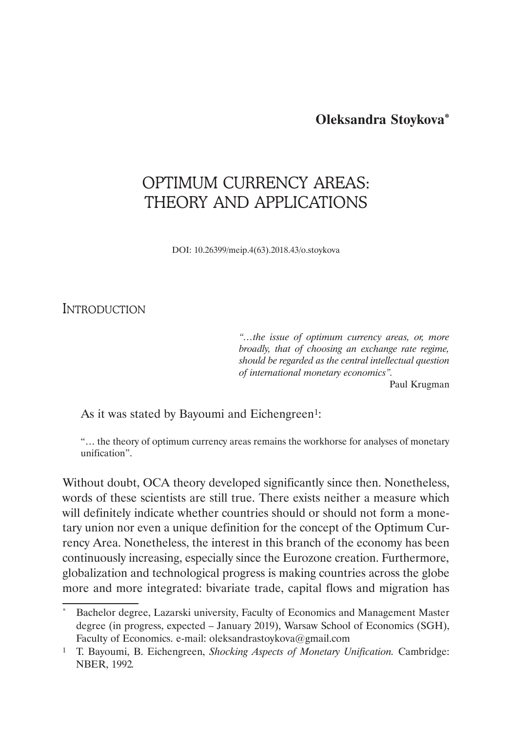**Oleksandra Stoykova***

# OPTIMUM CURRENCY AREAS: THEORY AND APPLICATIONS

DOI: 10.26399/meip.4(63).2018.43/o.stoykova

## Introduction

> *"…the issue of optimum currency areas, or, more broadly, that of choosing an exchange rate regime, should be regarded as the central intellectual question of international monetary economics".*
>
> Paul Krugman

As it was stated by Bayoumi and Eichengreen[1]:

> "… the theory of optimum currency areas remains the workhorse for analyses of monetary unification".

Without doubt, OCA theory developed significantly since then. Nonetheless, words of these scientists are still true. There exists neither a measure which will definitely indicate whether countries should or should not form a monetary union nor even a unique definition for the concept of the Optimum Currency Area. Nonetheless, the interest in this branch of the economy has been continuously increasing, especially since the Eurozone creation. Furthermore, globalization and technological progress is making countries across the globe more and more integrated: bivariate trade, capital flows and migration has

---

\* Bachelor degree, Lazarski university, Faculty of Economics and Management Master degree (in progress, expected – January 2019), Warsaw School of Economics (SGH), Faculty of Economics. e-mail: oleksandrastoykova@gmail.com

[1] T. Bayoumi, B. Eichengreen, *Shocking Aspects of Monetary Unification.* Cambridge: NBER, 1992.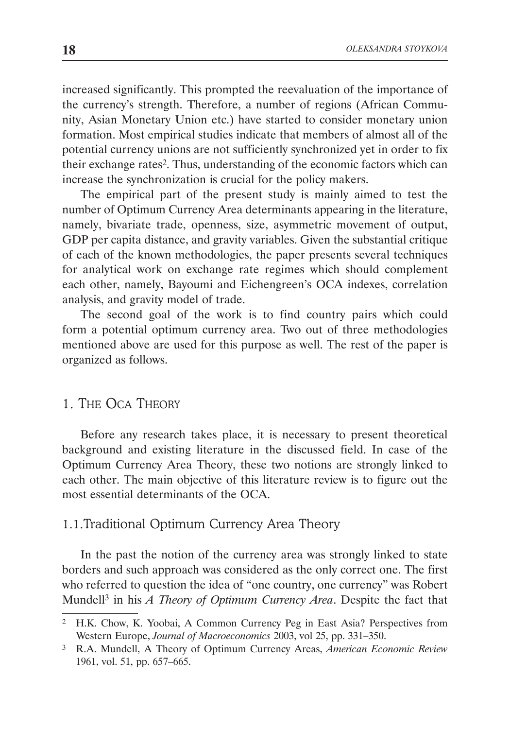increased significantly. This prompted the reevaluation of the importance of the currency's strength. Therefore, a number of regions (African Community, Asian Monetary Union etc.) have started to consider monetary union formation. Most empirical studies indicate that members of almost all of the potential currency unions are not sufficiently synchronized yet in order to fix their exchange rates[2]. Thus, understanding of the economic factors which can increase the synchronization is crucial for the policy makers.

The empirical part of the present study is mainly aimed to test the number of Optimum Currency Area determinants appearing in the literature, namely, bivariate trade, openness, size, asymmetric movement of output, GDP per capita distance, and gravity variables. Given the substantial critique of each of the known methodologies, the paper presents several techniques for analytical work on exchange rate regimes which should complement each other, namely, Bayoumi and Eichengreen's OCA indexes, correlation analysis, and gravity model of trade.

The second goal of the work is to find country pairs which could form a potential optimum currency area. Two out of three methodologies mentioned above are used for this purpose as well. The rest of the paper is organized as follows.

## 1. The OCA Theory

Before any research takes place, it is necessary to present theoretical background and existing literature in the discussed field. In case of the Optimum Currency Area Theory, these two notions are strongly linked to each other. The main objective of this literature review is to figure out the most essential determinants of the OCA.

### 1.1.Traditional Optimum Currency Area Theory

In the past the notion of the currency area was strongly linked to state borders and such approach was considered as the only correct one. The first who referred to question the idea of "one country, one currency" was Robert Mundell[3] in his *A Theory of Optimum Currency Area*. Despite the fact that

---

[2] H.K. Chow, K. Yoobai, A Common Currency Peg in East Asia? Perspectives from Western Europe, *Journal of Macroeconomics* 2003, vol 25, pp. 331–350.

[3] R.A. Mundell, A Theory of Optimum Currency Areas, *American Economic Review* 1961, vol. 51, pp. 657–665.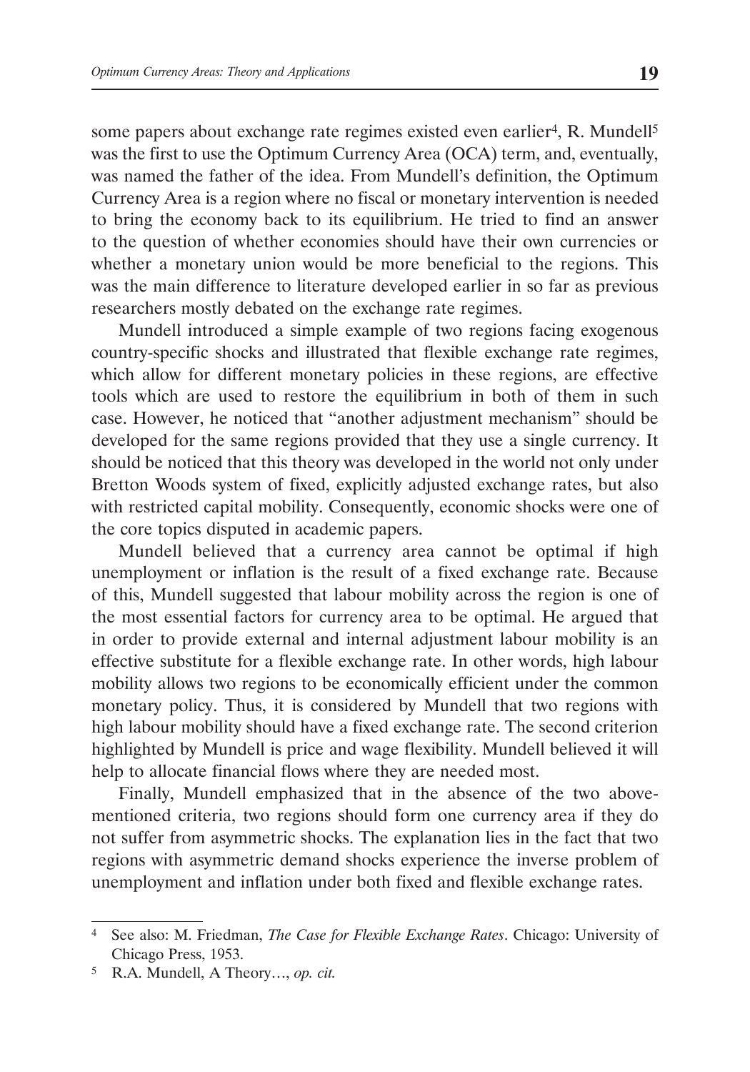some papers about exchange rate regimes existed even earlier[4], R. Mundell[5] was the first to use the Optimum Currency Area (OCA) term, and, eventually, was named the father of the idea. From Mundell's definition, the Optimum Currency Area is a region where no fiscal or monetary intervention is needed to bring the economy back to its equilibrium. He tried to find an answer to the question of whether economies should have their own currencies or whether a monetary union would be more beneficial to the regions. This was the main difference to literature developed earlier in so far as previous researchers mostly debated on the exchange rate regimes.

Mundell introduced a simple example of two regions facing exogenous country-specific shocks and illustrated that flexible exchange rate regimes, which allow for different monetary policies in these regions, are effective tools which are used to restore the equilibrium in both of them in such case. However, he noticed that "another adjustment mechanism" should be developed for the same regions provided that they use a single currency. It should be noticed that this theory was developed in the world not only under Bretton Woods system of fixed, explicitly adjusted exchange rates, but also with restricted capital mobility. Consequently, economic shocks were one of the core topics disputed in academic papers.

Mundell believed that a currency area cannot be optimal if high unemployment or inflation is the result of a fixed exchange rate. Because of this, Mundell suggested that labour mobility across the region is one of the most essential factors for currency area to be optimal. He argued that in order to provide external and internal adjustment labour mobility is an effective substitute for a flexible exchange rate. In other words, high labour mobility allows two regions to be economically efficient under the common monetary policy. Thus, it is considered by Mundell that two regions with high labour mobility should have a fixed exchange rate. The second criterion highlighted by Mundell is price and wage flexibility. Mundell believed it will help to allocate financial flows where they are needed most.

Finally, Mundell emphasized that in the absence of the two above-mentioned criteria, two regions should form one currency area if they do not suffer from asymmetric shocks. The explanation lies in the fact that two regions with asymmetric demand shocks experience the inverse problem of unemployment and inflation under both fixed and flexible exchange rates.

---

[4] See also: M. Friedman, *The Case for Flexible Exchange Rates*. Chicago: University of Chicago Press, 1953.

[5] R.A. Mundell, A Theory…, *op. cit.*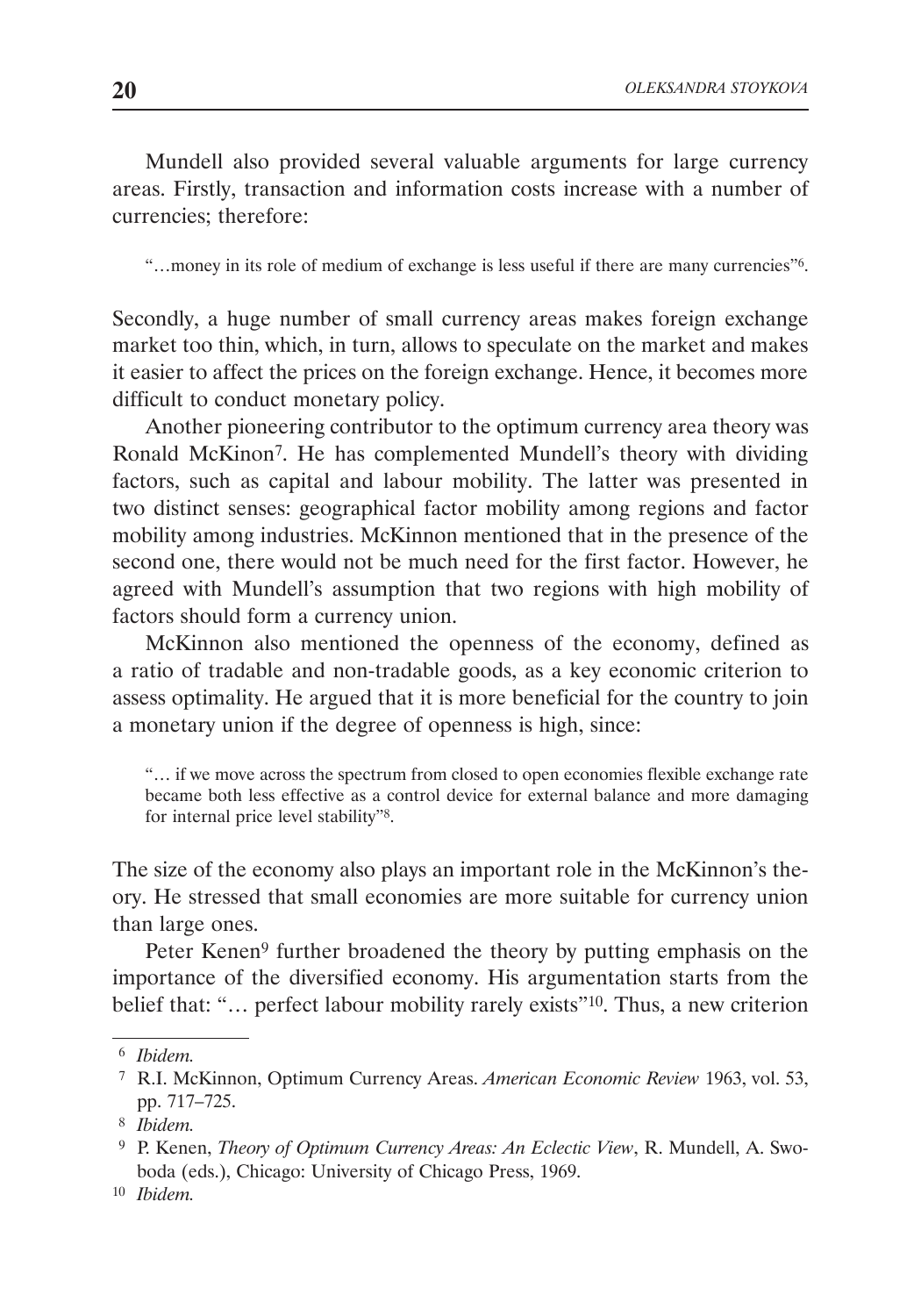Mundell also provided several valuable arguments for large currency areas. Firstly, transaction and information costs increase with a number of currencies; therefore:

> "…money in its role of medium of exchange is less useful if there are many currencies"[6].

Secondly, a huge number of small currency areas makes foreign exchange market too thin, which, in turn, allows to speculate on the market and makes it easier to affect the prices on the foreign exchange. Hence, it becomes more difficult to conduct monetary policy.

Another pioneering contributor to the optimum currency area theory was Ronald McKinon[7]. He has complemented Mundell's theory with dividing factors, such as capital and labour mobility. The latter was presented in two distinct senses: geographical factor mobility among regions and factor mobility among industries. McKinnon mentioned that in the presence of the second one, there would not be much need for the first factor. However, he agreed with Mundell's assumption that two regions with high mobility of factors should form a currency union.

McKinnon also mentioned the openness of the economy, defined as a ratio of tradable and non-tradable goods, as a key economic criterion to assess optimality. He argued that it is more beneficial for the country to join a monetary union if the degree of openness is high, since:

> "… if we move across the spectrum from closed to open economies flexible exchange rate became both less effective as a control device for external balance and more damaging for internal price level stability"[8].

The size of the economy also plays an important role in the McKinnon's theory. He stressed that small economies are more suitable for currency union than large ones.

Peter Kenen[9] further broadened the theory by putting emphasis on the importance of the diversified economy. His argumentation starts from the belief that: "… perfect labour mobility rarely exists"[10]. Thus, a new criterion

---

[6] *Ibidem.*

[7] R.I. McKinnon, Optimum Currency Areas. *American Economic Review* 1963, vol. 53, pp. 717–725.

[8] *Ibidem.*

[9] P. Kenen, *Theory of Optimum Currency Areas: An Eclectic View*, R. Mundell, A. Swoboda (eds.), Chicago: University of Chicago Press, 1969.

[10] *Ibidem.*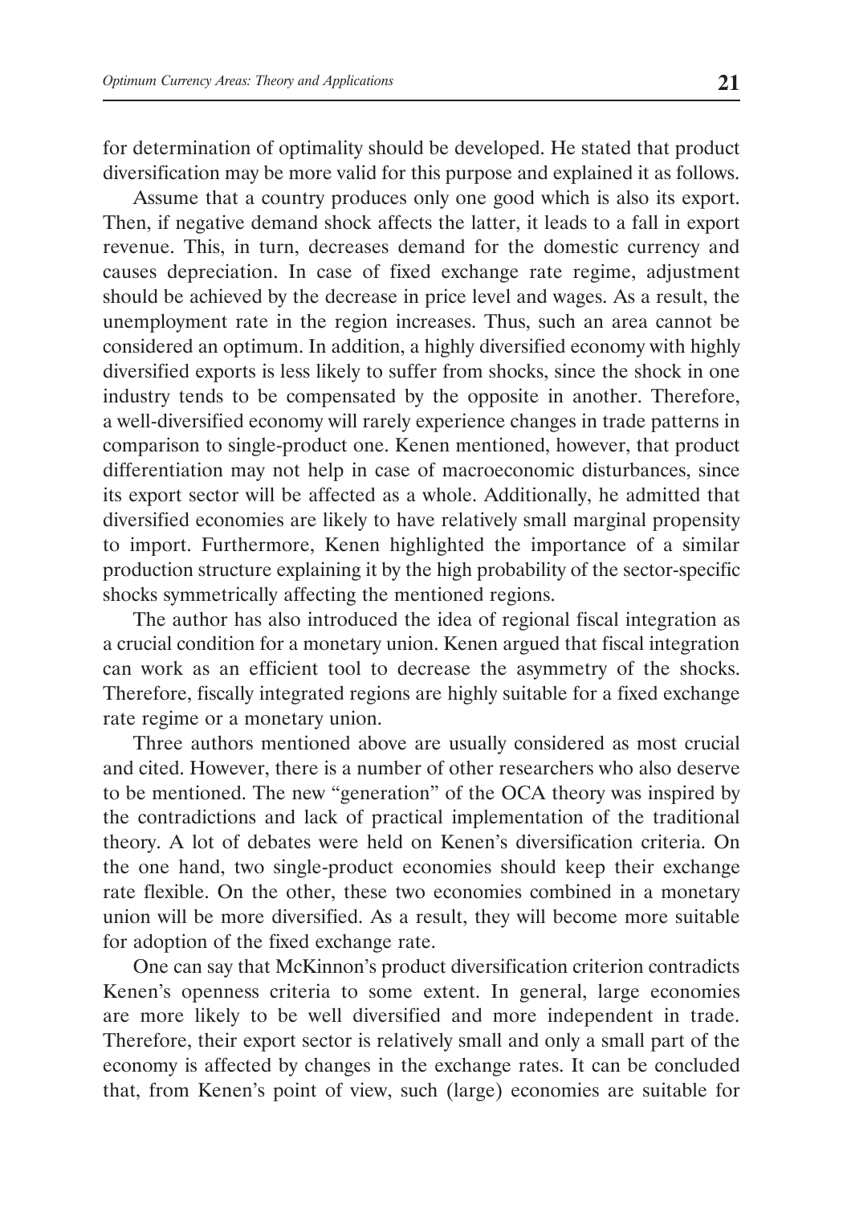for determination of optimality should be developed. He stated that product diversification may be more valid for this purpose and explained it as follows.

Assume that a country produces only one good which is also its export. Then, if negative demand shock affects the latter, it leads to a fall in export revenue. This, in turn, decreases demand for the domestic currency and causes depreciation. In case of fixed exchange rate regime, adjustment should be achieved by the decrease in price level and wages. As a result, the unemployment rate in the region increases. Thus, such an area cannot be considered an optimum. In addition, a highly diversified economy with highly diversified exports is less likely to suffer from shocks, since the shock in one industry tends to be compensated by the opposite in another. Therefore, a well-diversified economy will rarely experience changes in trade patterns in comparison to single-product one. Kenen mentioned, however, that product differentiation may not help in case of macroeconomic disturbances, since its export sector will be affected as a whole. Additionally, he admitted that diversified economies are likely to have relatively small marginal propensity to import. Furthermore, Kenen highlighted the importance of a similar production structure explaining it by the high probability of the sector-specific shocks symmetrically affecting the mentioned regions.

The author has also introduced the idea of regional fiscal integration as a crucial condition for a monetary union. Kenen argued that fiscal integration can work as an efficient tool to decrease the asymmetry of the shocks. Therefore, fiscally integrated regions are highly suitable for a fixed exchange rate regime or a monetary union.

Three authors mentioned above are usually considered as most crucial and cited. However, there is a number of other researchers who also deserve to be mentioned. The new "generation" of the OCA theory was inspired by the contradictions and lack of practical implementation of the traditional theory. A lot of debates were held on Kenen's diversification criteria. On the one hand, two single-product economies should keep their exchange rate flexible. On the other, these two economies combined in a monetary union will be more diversified. As a result, they will become more suitable for adoption of the fixed exchange rate.

One can say that McKinnon's product diversification criterion contradicts Kenen's openness criteria to some extent. In general, large economies are more likely to be well diversified and more independent in trade. Therefore, their export sector is relatively small and only a small part of the economy is affected by changes in the exchange rates. It can be concluded that, from Kenen's point of view, such (large) economies are suitable for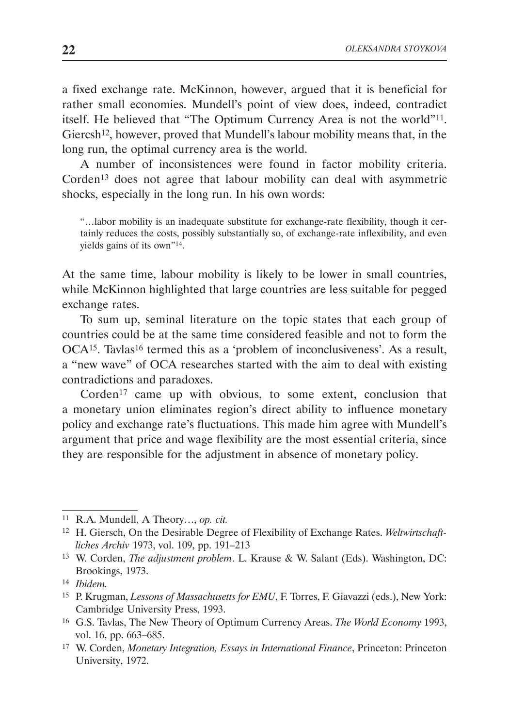a fixed exchange rate. McKinnon, however, argued that it is beneficial for rather small economies. Mundell's point of view does, indeed, contradict itself. He believed that "The Optimum Currency Area is not the world"[11]. Giercsh[12], however, proved that Mundell's labour mobility means that, in the long run, the optimal currency area is the world.

A number of inconsistences were found in factor mobility criteria. Corden[13] does not agree that labour mobility can deal with asymmetric shocks, especially in the long run. In his own words:

> "…labor mobility is an inadequate substitute for exchange-rate flexibility, though it certainly reduces the costs, possibly substantially so, of exchange-rate inflexibility, and even yields gains of its own"[14].

At the same time, labour mobility is likely to be lower in small countries, while McKinnon highlighted that large countries are less suitable for pegged exchange rates.

To sum up, seminal literature on the topic states that each group of countries could be at the same time considered feasible and not to form the OCA[15]. Tavlas[16] termed this as a 'problem of inconclusiveness'. As a result, a "new wave" of OCA researches started with the aim to deal with existing contradictions and paradoxes.

Corden[17] came up with obvious, to some extent, conclusion that a monetary union eliminates region's direct ability to influence monetary policy and exchange rate's fluctuations. This made him agree with Mundell's argument that price and wage flexibility are the most essential criteria, since they are responsible for the adjustment in absence of monetary policy.

---

[11] R.A. Mundell, A Theory…, *op. cit.*

[12] H. Giersch, On the Desirable Degree of Flexibility of Exchange Rates. *Weltwirtschaftliches Archiv* 1973, vol. 109, pp. 191–213

[13] W. Corden, *The adjustment problem*. L. Krause & W. Salant (Eds). Washington, DC: Brookings, 1973.

[14] *Ibidem.*

[15] P. Krugman, *Lessons of Massachusetts for EMU*, F. Torres, F. Giavazzi (eds.), New York: Cambridge University Press, 1993.

[16] G.S. Tavlas, The New Theory of Optimum Currency Areas. *The World Economy* 1993, vol. 16, pp. 663–685.

[17] W. Corden, *Monetary Integration, Essays in International Finance*, Princeton: Princeton University, 1972.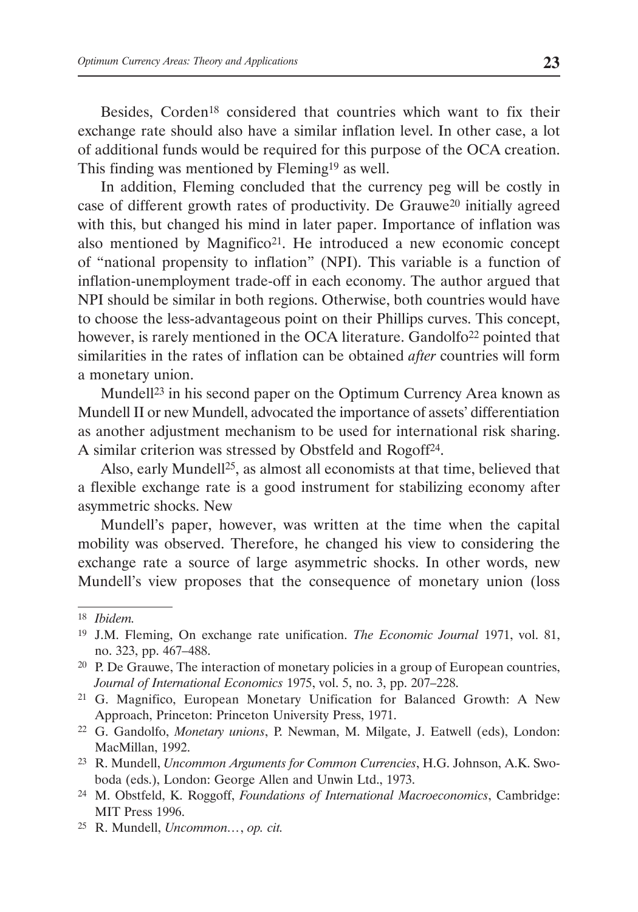Besides, Corden[18] considered that countries which want to fix their exchange rate should also have a similar inflation level. In other case, a lot of additional funds would be required for this purpose of the OCA creation. This finding was mentioned by Fleming[19] as well.

In addition, Fleming concluded that the currency peg will be costly in case of different growth rates of productivity. De Grauwe[20] initially agreed with this, but changed his mind in later paper. Importance of inflation was also mentioned by Magnifico[21]. He introduced a new economic concept of "national propensity to inflation" (NPI). This variable is a function of inflation-unemployment trade-off in each economy. The author argued that NPI should be similar in both regions. Otherwise, both countries would have to choose the less-advantageous point on their Phillips curves. This concept, however, is rarely mentioned in the OCA literature. Gandolfo[22] pointed that similarities in the rates of inflation can be obtained *after* countries will form a monetary union.

Mundell[23] in his second paper on the Optimum Currency Area known as Mundell II or new Mundell, advocated the importance of assets' differentiation as another adjustment mechanism to be used for international risk sharing. A similar criterion was stressed by Obstfeld and Rogoff[24].

Also, early Mundell[25], as almost all economists at that time, believed that a flexible exchange rate is a good instrument for stabilizing economy after asymmetric shocks. New

Mundell's paper, however, was written at the time when the capital mobility was observed. Therefore, he changed his view to considering the exchange rate a source of large asymmetric shocks. In other words, new Mundell's view proposes that the consequence of monetary union (loss

---

[18] *Ibidem.*

[19] J.M. Fleming, On exchange rate unification. *The Economic Journal* 1971, vol. 81, no. 323, pp. 467–488.

[20] P. De Grauwe, The interaction of monetary policies in a group of European countries, *Journal of International Economics* 1975, vol. 5, no. 3, pp. 207–228.

[21] G. Magnifico, European Monetary Unification for Balanced Growth: A New Approach, Princeton: Princeton University Press, 1971.

[22] G. Gandolfo, *Monetary unions*, P. Newman, M. Milgate, J. Eatwell (eds), London: MacMillan, 1992.

[23] R. Mundell, *Uncommon Arguments for Common Currencies*, H.G. Johnson, A.K. Swoboda (eds.), London: George Allen and Unwin Ltd., 1973.

[24] M. Obstfeld, K. Roggoff, *Foundations of International Macroeconomics*, Cambridge: MIT Press 1996.

[25] R. Mundell, *Uncommon…*, *op. cit.*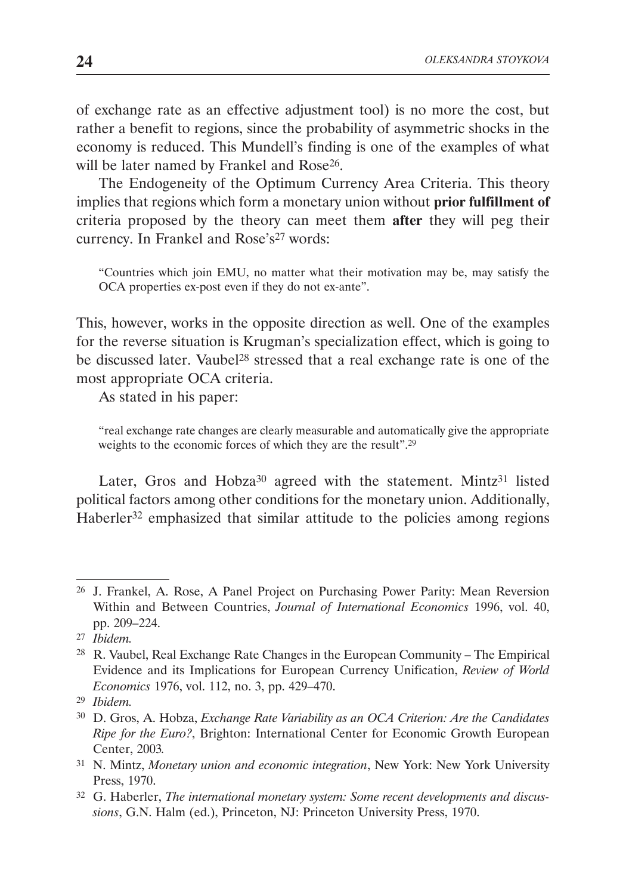of exchange rate as an effective adjustment tool) is no more the cost, but rather a benefit to regions, since the probability of asymmetric shocks in the economy is reduced. This Mundell's finding is one of the examples of what will be later named by Frankel and Rose[26].

The Endogeneity of the Optimum Currency Area Criteria. This theory implies that regions which form a monetary union without **prior fulfillment of** criteria proposed by the theory can meet them **after** they will peg their currency. In Frankel and Rose's[27] words:

> "Countries which join EMU, no matter what their motivation may be, may satisfy the OCA properties ex-post even if they do not ex-ante".

This, however, works in the opposite direction as well. One of the examples for the reverse situation is Krugman's specialization effect, which is going to be discussed later. Vaubel[28] stressed that a real exchange rate is one of the most appropriate OCA criteria.

As stated in his paper:

> "real exchange rate changes are clearly measurable and automatically give the appropriate weights to the economic forces of which they are the result".[29]

Later, Gros and Hobza[30] agreed with the statement. Mintz[31] listed political factors among other conditions for the monetary union. Additionally, Haberler[32] emphasized that similar attitude to the policies among regions

---

[26] J. Frankel, A. Rose, A Panel Project on Purchasing Power Parity: Mean Reversion Within and Between Countries, *Journal of International Economics* 1996, vol. 40, pp. 209–224.

[27] *Ibidem.*

[28] R. Vaubel, Real Exchange Rate Changes in the European Community – The Empirical Evidence and its Implications for European Currency Unification, *Review of World Economics* 1976, vol. 112, no. 3, pp. 429–470.

[29] *Ibidem.*

[30] D. Gros, A. Hobza, *Exchange Rate Variability as an OCA Criterion: Are the Candidates Ripe for the Euro?*, Brighton: International Center for Economic Growth European Center, 2003.

[31] N. Mintz, *Monetary union and economic integration*, New York: New York University Press, 1970.

[32] G. Haberler, *The international monetary system: Some recent developments and discussions*, G.N. Halm (ed.), Princeton, NJ: Princeton University Press, 1970.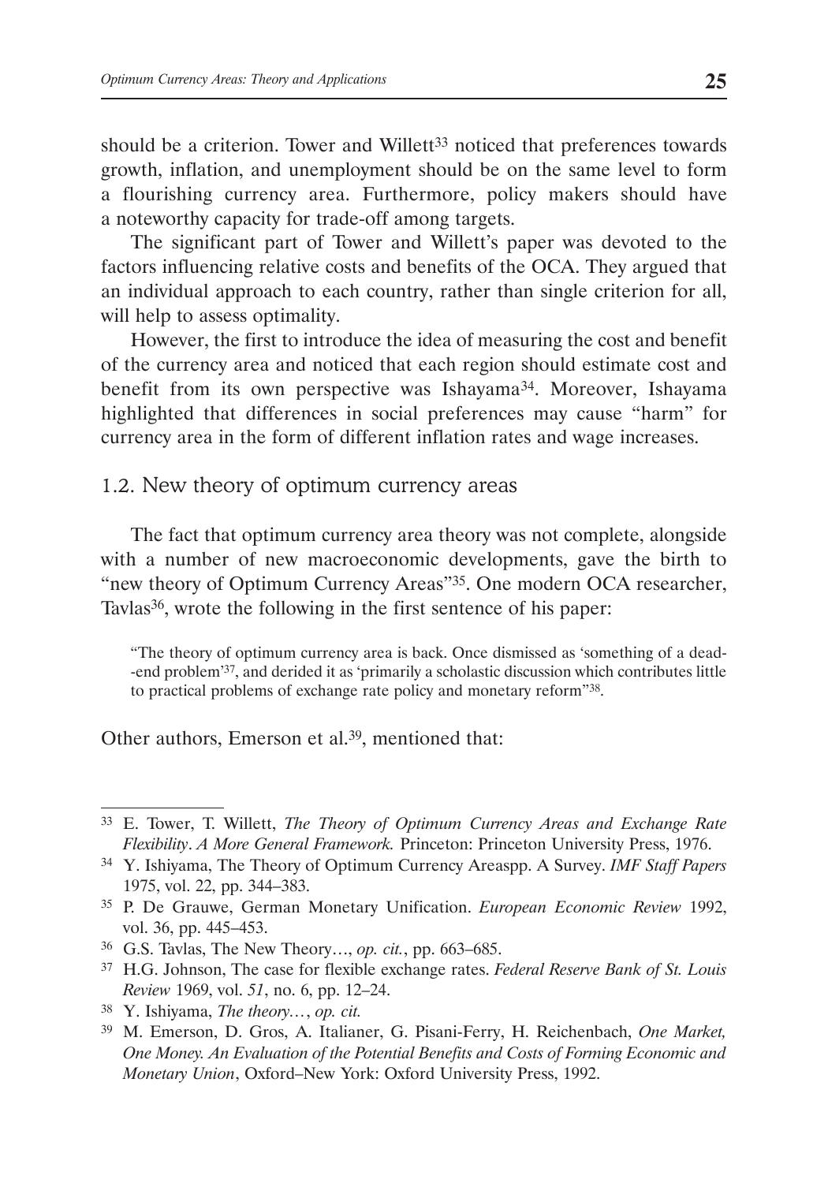should be a criterion. Tower and Willett[33] noticed that preferences towards growth, inflation, and unemployment should be on the same level to form a flourishing currency area. Furthermore, policy makers should have a noteworthy capacity for trade-off among targets.

The significant part of Tower and Willett's paper was devoted to the factors influencing relative costs and benefits of the OCA. They argued that an individual approach to each country, rather than single criterion for all, will help to assess optimality.

However, the first to introduce the idea of measuring the cost and benefit of the currency area and noticed that each region should estimate cost and benefit from its own perspective was Ishayama[34]. Moreover, Ishayama highlighted that differences in social preferences may cause "harm" for currency area in the form of different inflation rates and wage increases.

### 1.2. New theory of optimum currency areas

The fact that optimum currency area theory was not complete, alongside with a number of new macroeconomic developments, gave the birth to "new theory of Optimum Currency Areas"[35]. One modern OCA researcher, Tavlas[36], wrote the following in the first sentence of his paper:

> "The theory of optimum currency area is back. Once dismissed as 'something of a dead-end problem'[37], and derided it as 'primarily a scholastic discussion which contributes little to practical problems of exchange rate policy and monetary reform"[38].

Other authors, Emerson et al.[39], mentioned that:

---

[33] E. Tower, T. Willett, *The Theory of Optimum Currency Areas and Exchange Rate Flexibility*. *A More General Framework.* Princeton: Princeton University Press, 1976.

[34] Y. Ishiyama, The Theory of Optimum Currency Areaspp. A Survey. *IMF Staff Papers* 1975, vol. 22, pp. 344–383.

[35] P. De Grauwe, German Monetary Unification. *European Economic Review* 1992, vol. 36, pp. 445–453.

[36] G.S. Tavlas, The New Theory…, *op. cit.*, pp. 663–685.

[37] H.G. Johnson, The case for flexible exchange rates. *Federal Reserve Bank of St. Louis Review* 1969, vol. *51*, no. 6, pp. 12–24.

[38] Y. Ishiyama, *The theory…*, *op. cit.*

[39] M. Emerson, D. Gros, A. Italianer, G. Pisani-Ferry, H. Reichenbach, *One Market, One Money. An Evaluation of the Potential Benefits and Costs of Forming Economic and Monetary Union*, Oxford–New York: Oxford University Press, 1992.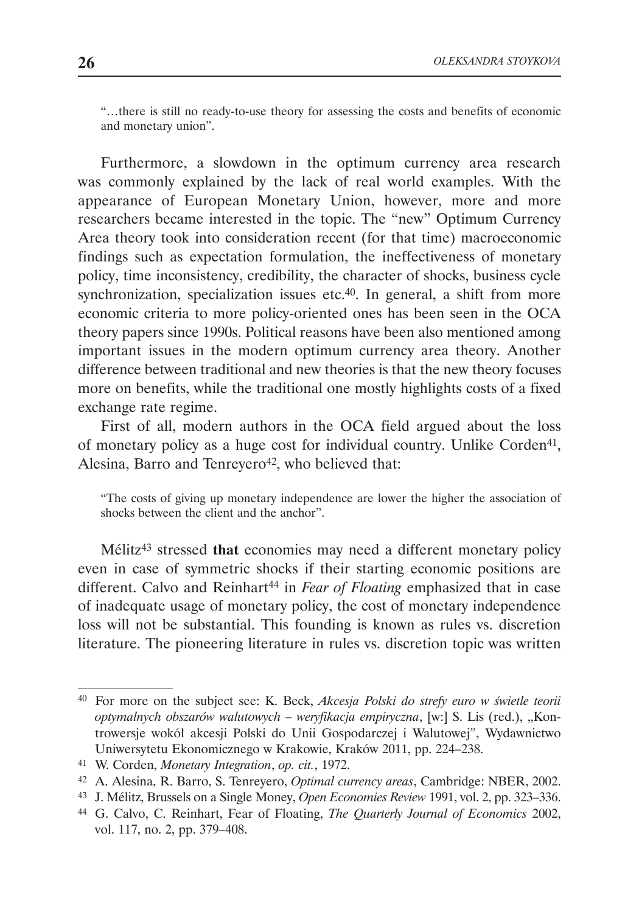> "…there is still no ready-to-use theory for assessing the costs and benefits of economic and monetary union".

Furthermore, a slowdown in the optimum currency area research was commonly explained by the lack of real world examples. With the appearance of European Monetary Union, however, more and more researchers became interested in the topic. The "new" Optimum Currency Area theory took into consideration recent (for that time) macroeconomic findings such as expectation formulation, the ineffectiveness of monetary policy, time inconsistency, credibility, the character of shocks, business cycle synchronization, specialization issues etc.[40]. In general, a shift from more economic criteria to more policy-oriented ones has been seen in the OCA theory papers since 1990s. Political reasons have been also mentioned among important issues in the modern optimum currency area theory. Another difference between traditional and new theories is that the new theory focuses more on benefits, while the traditional one mostly highlights costs of a fixed exchange rate regime.

First of all, modern authors in the OCA field argued about the loss of monetary policy as a huge cost for individual country. Unlike Corden[41], Alesina, Barro and Tenreyero[42], who believed that:

> "The costs of giving up monetary independence are lower the higher the association of shocks between the client and the anchor".

Mélitz[43] stressed **that** economies may need a different monetary policy even in case of symmetric shocks if their starting economic positions are different. Calvo and Reinhart[44] in *Fear of Floating* emphasized that in case of inadequate usage of monetary policy, the cost of monetary independence loss will not be substantial. This founding is known as rules vs. discretion literature. The pioneering literature in rules vs. discretion topic was written

---

[40] For more on the subject see: K. Beck, *Akcesja Polski do strefy euro w świetle teorii optymalnych obszarów walutowych – weryfikacja empiryczna*, [w:] S. Lis (red.), „Kontrowersje wokół akcesji Polski do Unii Gospodarczej i Walutowej", Wydawnictwo Uniwersytetu Ekonomicznego w Krakowie, Kraków 2011, pp. 224–238.

[41] W. Corden, *Monetary Integration*, *op. cit.*, 1972.

[42] A. Alesina, R. Barro, S. Tenreyero, *Optimal currency areas*, Cambridge: NBER, 2002.

[43] J. Mélitz, Brussels on a Single Money, *Open Economies Review* 1991, vol. 2, pp. 323–336.

[44] G. Calvo, C. Reinhart, Fear of Floating, *The Quarterly Journal of Economics* 2002, vol. 117, no. 2, pp. 379–408.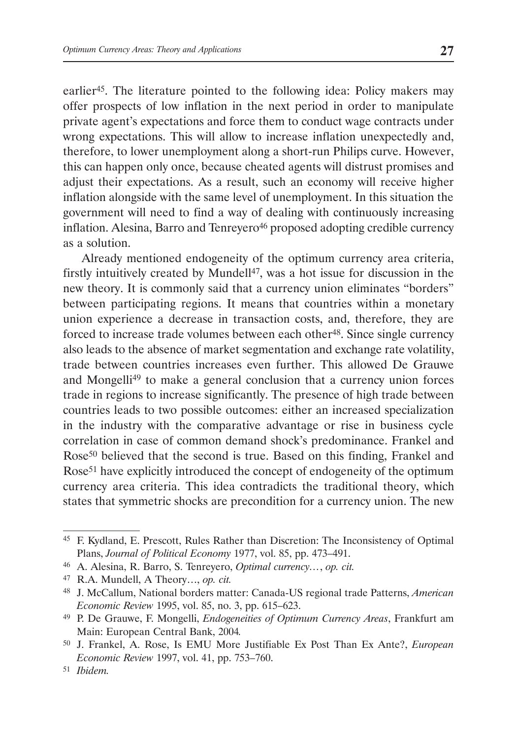earlier[45]. The literature pointed to the following idea: Policy makers may offer prospects of low inflation in the next period in order to manipulate private agent's expectations and force them to conduct wage contracts under wrong expectations. This will allow to increase inflation unexpectedly and, therefore, to lower unemployment along a short-run Philips curve. However, this can happen only once, because cheated agents will distrust promises and adjust their expectations. As a result, such an economy will receive higher inflation alongside with the same level of unemployment. In this situation the government will need to find a way of dealing with continuously increasing inflation. Alesina, Barro and Tenreyero[46] proposed adopting credible currency as a solution.

Already mentioned endogeneity of the optimum currency area criteria, firstly intuitively created by Mundell[47], was a hot issue for discussion in the new theory. It is commonly said that a currency union eliminates "borders" between participating regions. It means that countries within a monetary union experience a decrease in transaction costs, and, therefore, they are forced to increase trade volumes between each other[48]. Since single currency also leads to the absence of market segmentation and exchange rate volatility, trade between countries increases even further. This allowed De Grauwe and Mongelli[49] to make a general conclusion that a currency union forces trade in regions to increase significantly. The presence of high trade between countries leads to two possible outcomes: either an increased specialization in the industry with the comparative advantage or rise in business cycle correlation in case of common demand shock's predominance. Frankel and Rose[50] believed that the second is true. Based on this finding, Frankel and Rose[51] have explicitly introduced the concept of endogeneity of the optimum currency area criteria. This idea contradicts the traditional theory, which states that symmetric shocks are precondition for a currency union. The new

---

[45] F. Kydland, E. Prescott, Rules Rather than Discretion: The Inconsistency of Optimal Plans, *Journal of Political Economy* 1977, vol. 85, pp. 473–491.

[46] A. Alesina, R. Barro, S. Tenreyero, *Optimal currency…*, *op. cit.*

[47] R.A. Mundell, A Theory…, *op. cit.*

[48] J. McCallum, National borders matter: Canada-US regional trade Patterns, *American Economic Review* 1995, vol. 85, no. 3, pp. 615–623.

[49] P. De Grauwe, F. Mongelli, *Endogeneities of Optimum Currency Areas*, Frankfurt am Main: European Central Bank, 2004.

[50] J. Frankel, A. Rose, Is EMU More Justifiable Ex Post Than Ex Ante?, *European Economic Review* 1997, vol. 41, pp. 753–760.

[51] *Ibidem.*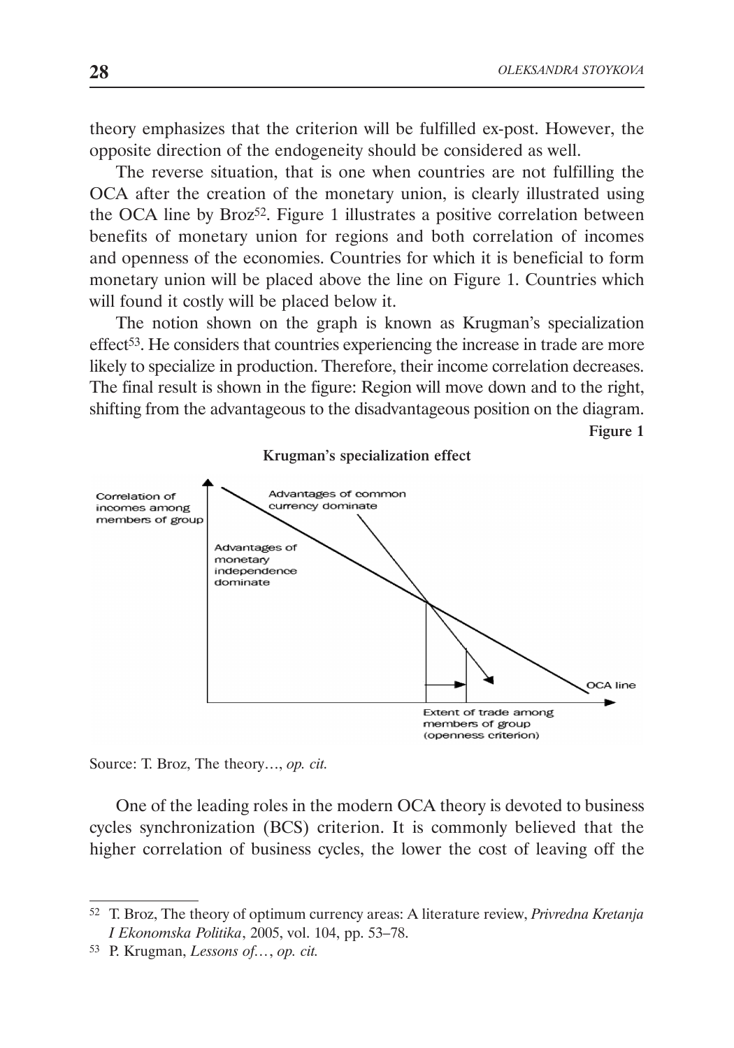theory emphasizes that the criterion will be fulfilled ex-post. However, the opposite direction of the endogeneity should be considered as well.

The reverse situation, that is one when countries are not fulfilling the OCA after the creation of the monetary union, is clearly illustrated using the OCA line by Broz[52]. Figure 1 illustrates a positive correlation between benefits of monetary union for regions and both correlation of incomes and openness of the economies. Countries for which it is beneficial to form monetary union will be placed above the line on Figure 1. Countries which will found it costly will be placed below it.

The notion shown on the graph is known as Krugman's specialization effect[53]. He considers that countries experiencing the increase in trade are more likely to specialize in production. Therefore, their income correlation decreases. The final result is shown in the figure: Region will move down and to the right, shifting from the advantageous to the disadvantageous position on the diagram.

**Figure 1**

**Krugman's specialization effect**

Correlation of incomes among members of group

Advantages of common currency dominate

Advantages of monetary independence dominate

OCA line

Extent of trade among members of group (openness criterion)

Source: T. Broz, The theory…, *op. cit.*

One of the leading roles in the modern OCA theory is devoted to business cycles synchronization (BCS) criterion. It is commonly believed that the higher correlation of business cycles, the lower the cost of leaving off the

---

[52] T. Broz, The theory of optimum currency areas: A literature review, *Privredna Kretanja I Ekonomska Politika*, 2005, vol. 104, pp. 53–78.

[53] P. Krugman, *Lessons of…*, *op. cit.*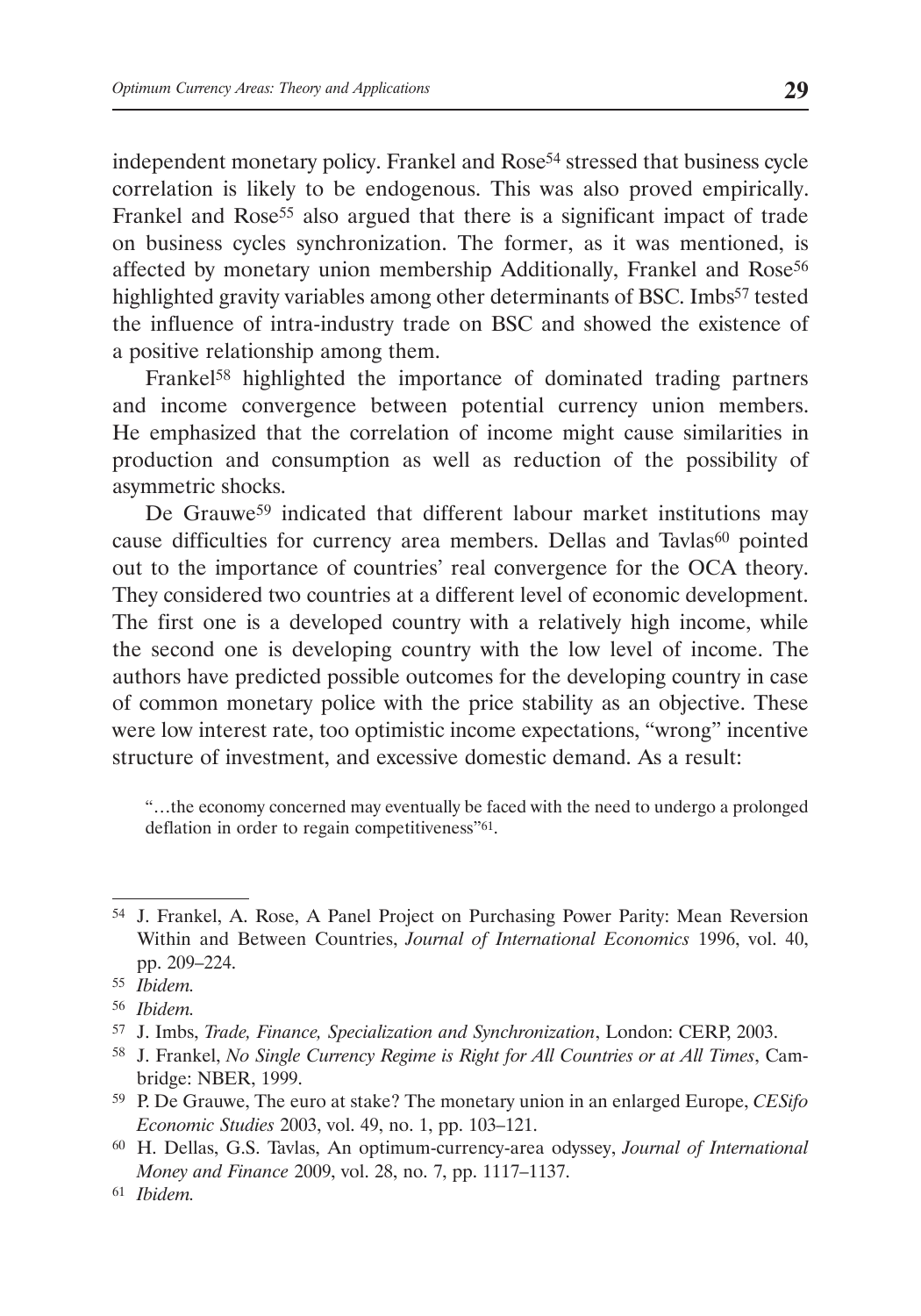independent monetary policy. Frankel and Rose[54] stressed that business cycle correlation is likely to be endogenous. This was also proved empirically. Frankel and Rose[55] also argued that there is a significant impact of trade on business cycles synchronization. The former, as it was mentioned, is affected by monetary union membership Additionally, Frankel and Rose[56] highlighted gravity variables among other determinants of BSC. Imbs[57] tested the influence of intra-industry trade on BSC and showed the existence of a positive relationship among them.

Frankel[58] highlighted the importance of dominated trading partners and income convergence between potential currency union members. He emphasized that the correlation of income might cause similarities in production and consumption as well as reduction of the possibility of asymmetric shocks.

De Grauwe[59] indicated that different labour market institutions may cause difficulties for currency area members. Dellas and Tavlas[60] pointed out to the importance of countries' real convergence for the OCA theory. They considered two countries at a different level of economic development. The first one is a developed country with a relatively high income, while the second one is developing country with the low level of income. The authors have predicted possible outcomes for the developing country in case of common monetary police with the price stability as an objective. These were low interest rate, too optimistic income expectations, "wrong" incentive structure of investment, and excessive domestic demand. As a result:

> "…the economy concerned may eventually be faced with the need to undergo a prolonged deflation in order to regain competitiveness"[61].

---

[54] J. Frankel, A. Rose, A Panel Project on Purchasing Power Parity: Mean Reversion Within and Between Countries, *Journal of International Economics* 1996, vol. 40, pp. 209–224.

[55] *Ibidem.*

[56] *Ibidem.*

[57] J. Imbs, *Trade, Finance, Specialization and Synchronization*, London: CERP, 2003.

[58] J. Frankel, *No Single Currency Regime is Right for All Countries or at All Times*, Cambridge: NBER, 1999.

[59] P. De Grauwe, The euro at stake? The monetary union in an enlarged Europe, *CESifo Economic Studies* 2003, vol. 49, no. 1, pp. 103–121.

[60] H. Dellas, G.S. Tavlas, An optimum-currency-area odyssey, *Journal of International Money and Finance* 2009, vol. 28, no. 7, pp. 1117–1137.

[61] *Ibidem.*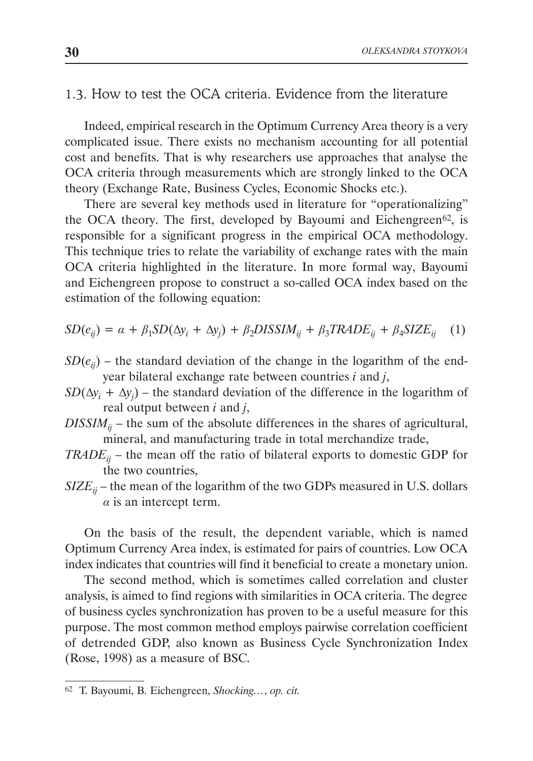### 1.3. How to test the OCA criteria. Evidence from the literature

Indeed, empirical research in the Optimum Currency Area theory is a very complicated issue. There exists no mechanism accounting for all potential cost and benefits. That is why researchers use approaches that analyse the OCA criteria through measurements which are strongly linked to the OCA theory (Exchange Rate, Business Cycles, Economic Shocks etc.).

There are several key methods used in literature for "operationalizing" the OCA theory. The first, developed by Bayoumi and Eichengreen[62], is responsible for a significant progress in the empirical OCA methodology. This technique tries to relate the variability of exchange rates with the main OCA criteria highlighted in the literature. In more formal way, Bayoumi and Eichengreen propose to construct a so-called OCA index based on the estimation of the following equation:

$$SD(e_{ij}) = \alpha + \beta_1 SD(\Delta y_i + \Delta y_j) + \beta_2 DISSIM_{ij} + \beta_3 TRADE_{ij} + \beta_4 SIZE_{ij} \quad (1)$$

- $SD(e_{ij})$ – the standard deviation of the change in the logarithm of the end-year bilateral exchange rate between countries $i$ and $j$,
- $SD(\Delta y_i + \Delta y_j)$ – the standard deviation of the difference in the logarithm of real output between $i$ and $j$,
- $DISSIM_{ij}$ – the sum of the absolute differences in the shares of agricultural, mineral, and manufacturing trade in total merchandize trade,
- $TRADE_{ij}$ – the mean off the ratio of bilateral exports to domestic GDP for the two countries,
- $SIZE_{ij}$ – the mean of the logarithm of the two GDPs measured in U.S. dollars $\alpha$ is an intercept term.

On the basis of the result, the dependent variable, which is named Optimum Currency Area index, is estimated for pairs of countries. Low OCA index indicates that countries will find it beneficial to create a monetary union.

The second method, which is sometimes called correlation and cluster analysis, is aimed to find regions with similarities in OCA criteria. The degree of business cycles synchronization has proven to be a useful measure for this purpose. The most common method employs pairwise correlation coefficient of detrended GDP, also known as Business Cycle Synchronization Index (Rose, 1998) as a measure of BSC.

---

[62] T. Bayoumi, B. Eichengreen, *Shocking…*, *op. cit.*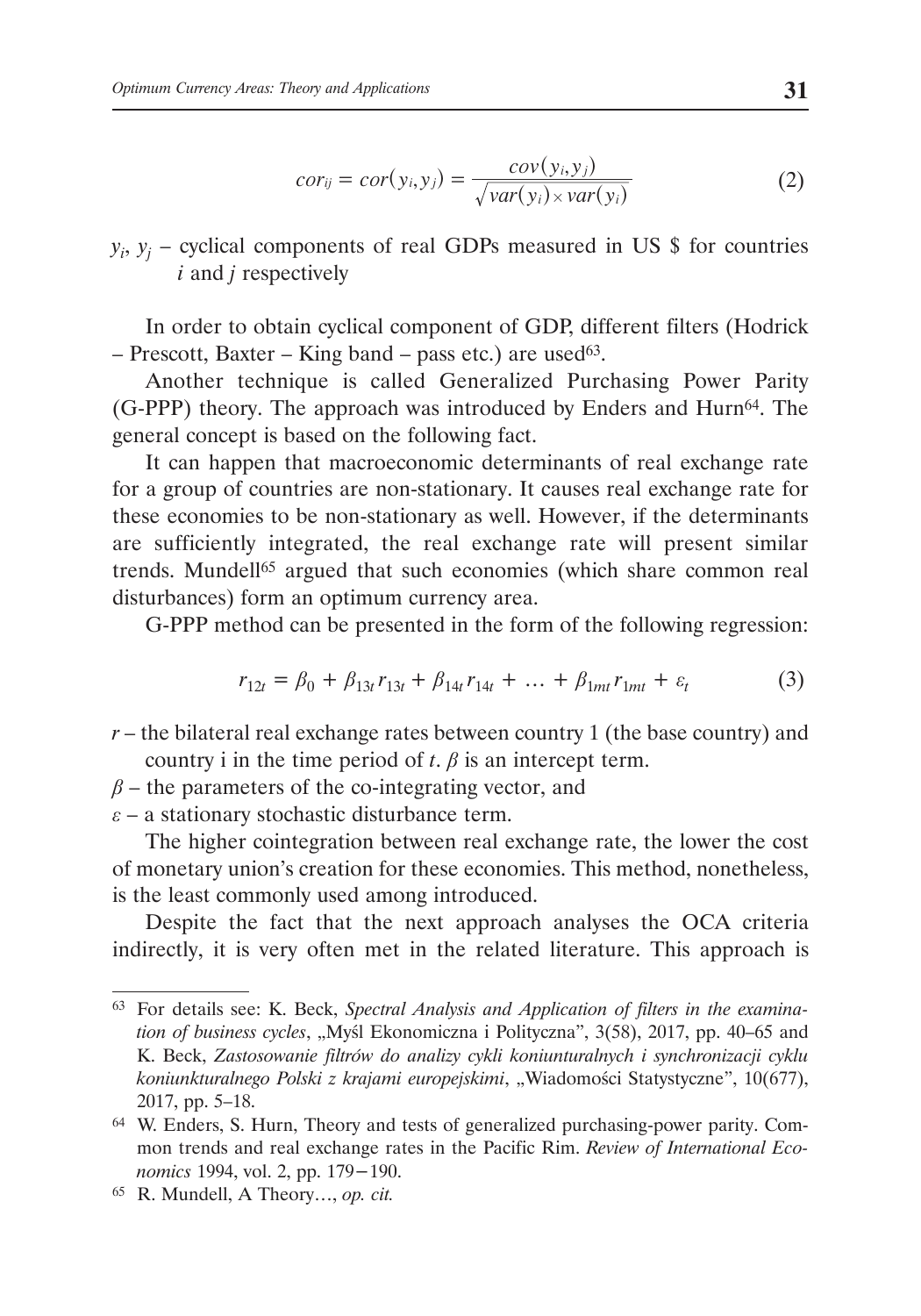$$cor_{ij} = cor(y_i, y_j) = \frac{cov(y_i, y_j)}{\sqrt{var(y_i) \times var(y_i)}} \tag{2}$$

$y_i$, $y_j$ – cyclical components of real GDPs measured in US $ for countries $i$ and $j$ respectively

In order to obtain cyclical component of GDP, different filters (Hodrick – Prescott, Baxter – King band – pass etc.) are used[63].

Another technique is called Generalized Purchasing Power Parity (G-PPP) theory. The approach was introduced by Enders and Hurn[64]. The general concept is based on the following fact.

It can happen that macroeconomic determinants of real exchange rate for a group of countries are non-stationary. It causes real exchange rate for these economies to be non-stationary as well. However, if the determinants are sufficiently integrated, the real exchange rate will present similar trends. Mundell[65] argued that such economies (which share common real disturbances) form an optimum currency area.

G-PPP method can be presented in the form of the following regression:

$$r_{12t} = \beta_0 + \beta_{13t} r_{13t} + \beta_{14t} r_{14t} + \ldots + \beta_{1mt} r_{1mt} + \varepsilon_t \tag{3}$$

$r$ – the bilateral real exchange rates between country 1 (the base country) and country i in the time period of $t$. $\beta$ is an intercept term.

$\beta$ – the parameters of the co-integrating vector, and

$\varepsilon$ – a stationary stochastic disturbance term.

The higher cointegration between real exchange rate, the lower the cost of monetary union's creation for these economies. This method, nonetheless, is the least commonly used among introduced.

Despite the fact that the next approach analyses the OCA criteria indirectly, it is very often met in the related literature. This approach is

---

[63] For details see: K. Beck, *Spectral Analysis and Application of filters in the examination of business cycles*, „Myśl Ekonomiczna i Polityczna", 3(58), 2017, pp. 40–65 and K. Beck, *Zastosowanie filtrów do analizy cykli koniunturalnych i synchronizacji cyklu koniunkturalnego Polski z krajami europejskimi*, „Wiadomości Statystyczne", 10(677), 2017, pp. 5–18.

[64] W. Enders, S. Hurn, Theory and tests of generalized purchasing-power parity. Common trends and real exchange rates in the Pacific Rim. *Review of International Economics* 1994, vol. 2, pp. 179−190.

[65] R. Mundell, A Theory…, *op. cit.*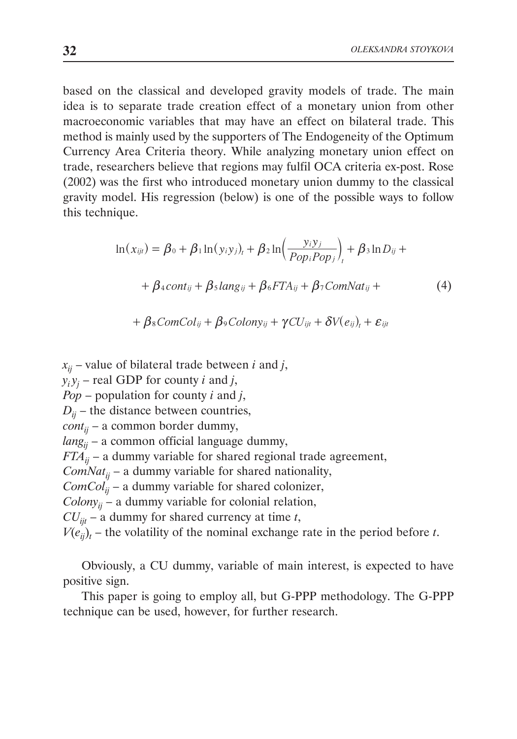based on the classical and developed gravity models of trade. The main idea is to separate trade creation effect of a monetary union from other macroeconomic variables that may have an effect on bilateral trade. This method is mainly used by the supporters of The Endogeneity of the Optimum Currency Area Criteria theory. While analyzing monetary union effect on trade, researchers believe that regions may fulfil OCA criteria ex-post. Rose (2002) was the first who introduced monetary union dummy to the classical gravity model. His regression (below) is one of the possible ways to follow this technique.

$$\ln(x_{ijt}) = \beta_0 + \beta_1 \ln(y_i y_j)_t + \beta_2 \ln\left(\frac{y_i y_j}{Pop_i Pop_j}\right)_t + \beta_3 \ln D_{ij} + \beta_4 cont_{ij} + \beta_5 lang_{ij} + \beta_6 FTA_{ij} + \beta_7 ComNat_{ij} + \beta_8 ComCol_{ij} + \beta_9 Colony_{ij} + \gamma CU_{ijt} + \delta V(e_{ij})_t + \varepsilon_{ijt} \tag{4}$$

$x_{ij}$ – value of bilateral trade between $i$ and $j$,
$y_i y_j$ – real GDP for county $i$ and $j$,
$Pop$ – population for county $i$ and $j$,
$D_{ij}$ – the distance between countries,
$cont_{ij}$ – a common border dummy,
$lang_{ij}$ – a common official language dummy,
$FTA_{ij}$ – a dummy variable for shared regional trade agreement,
$ComNat_{ij}$ – a dummy variable for shared nationality,
$ComCol_{ij}$ – a dummy variable for shared colonizer,
$Colony_{ij}$ – a dummy variable for colonial relation,
$CU_{ijt}$ – a dummy for shared currency at time $t$,
$V(e_{ij})_t$ – the volatility of the nominal exchange rate in the period before $t$.

Obviously, a CU dummy, variable of main interest, is expected to have positive sign.

This paper is going to employ all, but G-PPP methodology. The G-PPP technique can be used, however, for further research.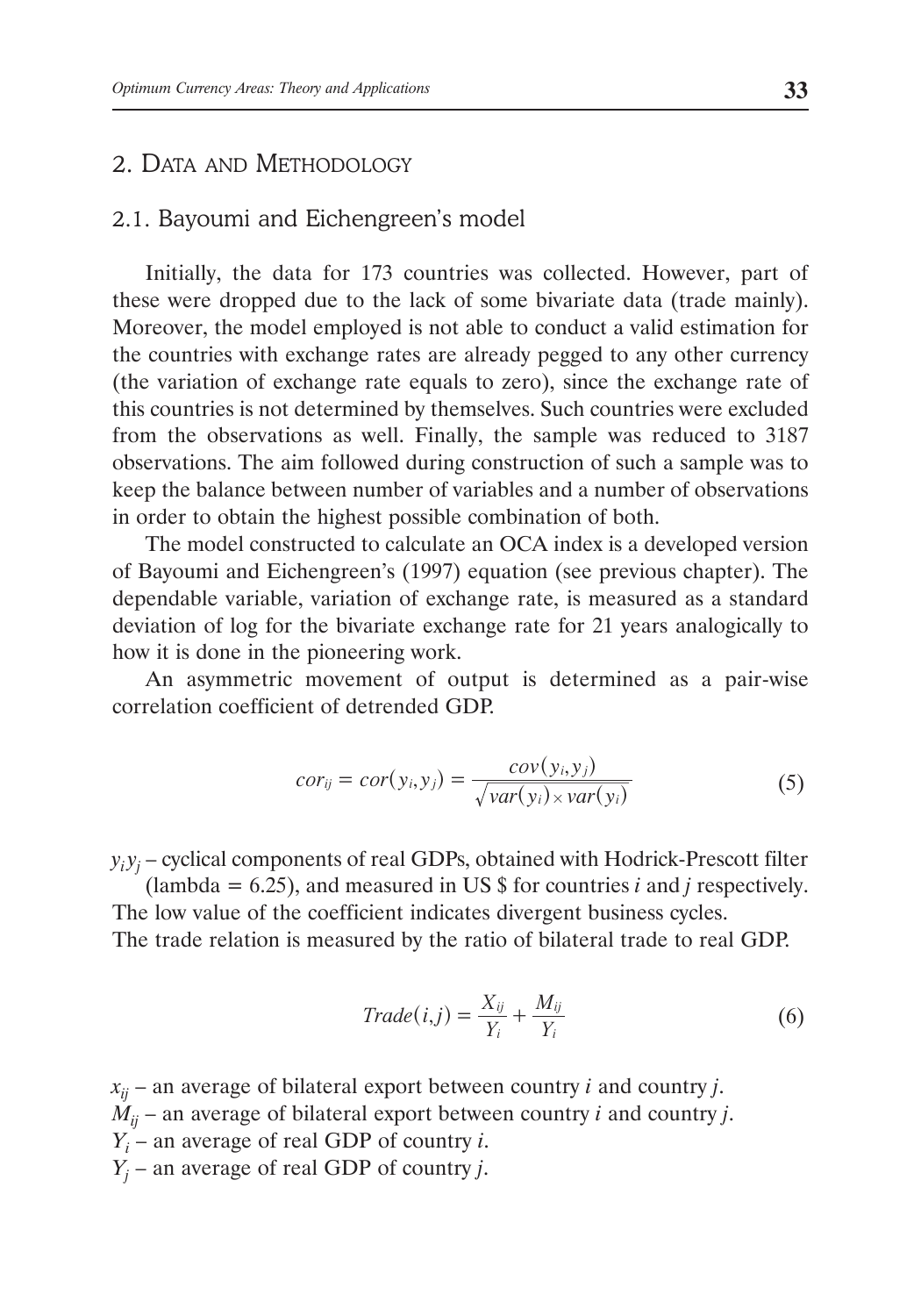## 2. Data and Methodology

### 2.1. Bayoumi and Eichengreen's model

Initially, the data for 173 countries was collected. However, part of these were dropped due to the lack of some bivariate data (trade mainly). Moreover, the model employed is not able to conduct a valid estimation for the countries with exchange rates are already pegged to any other currency (the variation of exchange rate equals to zero), since the exchange rate of this countries is not determined by themselves. Such countries were excluded from the observations as well. Finally, the sample was reduced to 3187 observations. The aim followed during construction of such a sample was to keep the balance between number of variables and a number of observations in order to obtain the highest possible combination of both.

The model constructed to calculate an OCA index is a developed version of Bayoumi and Eichengreen's (1997) equation (see previous chapter). The dependable variable, variation of exchange rate, is measured as a standard deviation of log for the bivariate exchange rate for 21 years analogically to how it is done in the pioneering work.

An asymmetric movement of output is determined as a pair-wise correlation coefficient of detrended GDP.

$$cor_{ij} = cor(y_i, y_j) = \frac{cov(y_i, y_j)}{\sqrt{var(y_i) \times var(y_i)}} \tag{5}$$

$y_i y_j$ – cyclical components of real GDPs, obtained with Hodrick-Prescott filter (lambda = 6.25), and measured in US $ for countries *i* and *j* respectively.

The low value of the coefficient indicates divergent business cycles.

The trade relation is measured by the ratio of bilateral trade to real GDP.

$$Trade(i,j) = \frac{X_{ij}}{Y_i} + \frac{M_{ij}}{Y_i} \tag{6}$$

$x_{ij}$ – an average of bilateral export between country *i* and country *j*.

$M_{ij}$ – an average of bilateral export between country *i* and country *j*.

$Y_i$ – an average of real GDP of country *i*.

$Y_j$ – an average of real GDP of country *j*.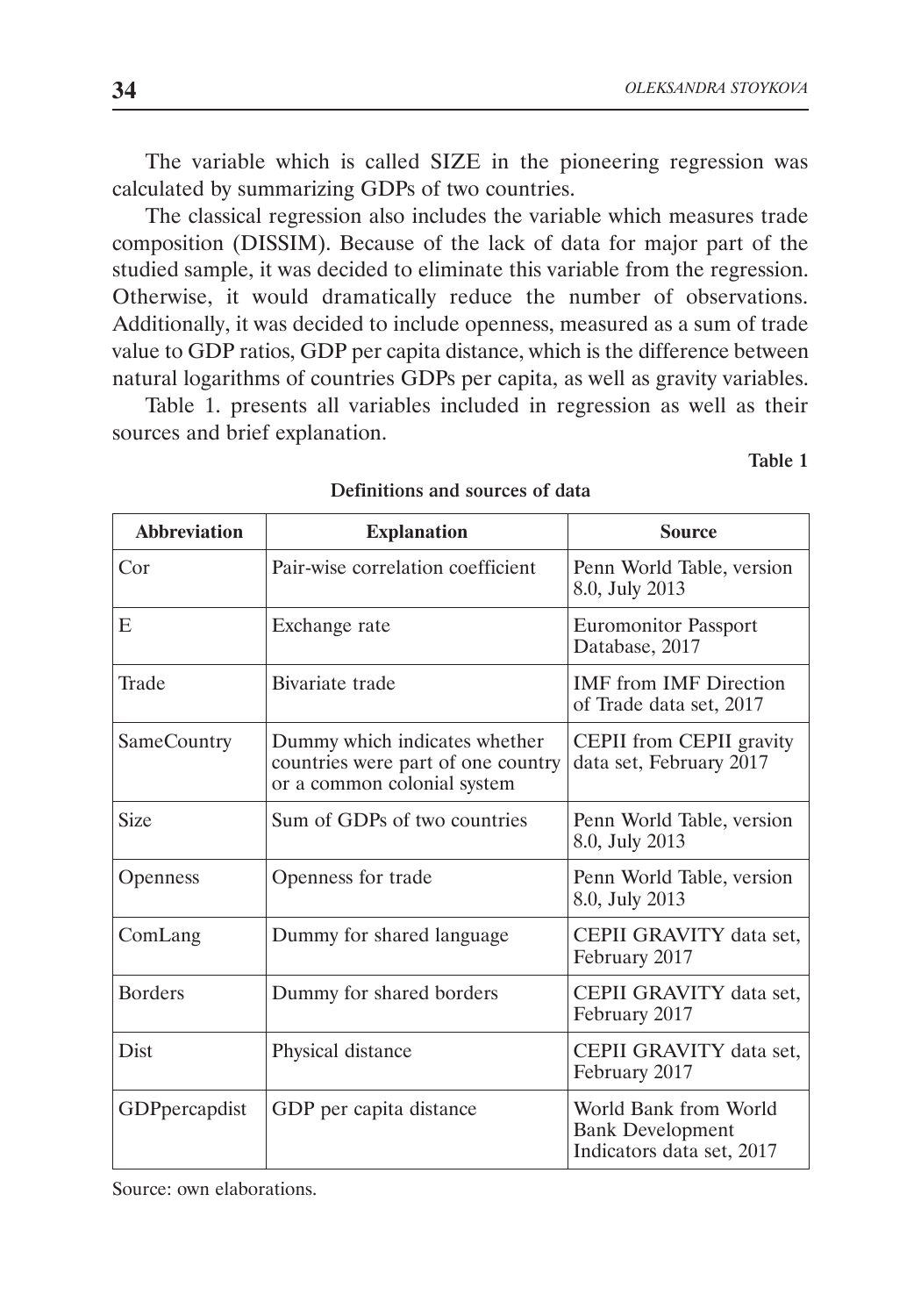The variable which is called SIZE in the pioneering regression was calculated by summarizing GDPs of two countries.

The classical regression also includes the variable which measures trade composition (DISSIM). Because of the lack of data for major part of the studied sample, it was decided to eliminate this variable from the regression. Otherwise, it would dramatically reduce the number of observations. Additionally, it was decided to include openness, measured as a sum of trade value to GDP ratios, GDP per capita distance, which is the difference between natural logarithms of countries GDPs per capita, as well as gravity variables.

Table 1. presents all variables included in regression as well as their sources and brief explanation.

**Table 1**

**Definitions and sources of data**

| Abbreviation | Explanation | Source |
|---|---|---|
| Cor | Pair-wise correlation coefficient | Penn World Table, version 8.0, July 2013 |
| E | Exchange rate | Euromonitor Passport Database, 2017 |
| Trade | Bivariate trade | IMF from IMF Direction of Trade data set, 2017 |
| SameCountry | Dummy which indicates whether countries were part of one country or a common colonial system | CEPII from CEPII gravity data set, February 2017 |
| Size | Sum of GDPs of two countries | Penn World Table, version 8.0, July 2013 |
| Openness | Openness for trade | Penn World Table, version 8.0, July 2013 |
| ComLang | Dummy for shared language | CEPII GRAVITY data set, February 2017 |
| Borders | Dummy for shared borders | CEPII GRAVITY data set, February 2017 |
| Dist | Physical distance | CEPII GRAVITY data set, February 2017 |
| GDPpercapdist | GDP per capita distance | World Bank from World Bank Development Indicators data set, 2017 |

Source: own elaborations.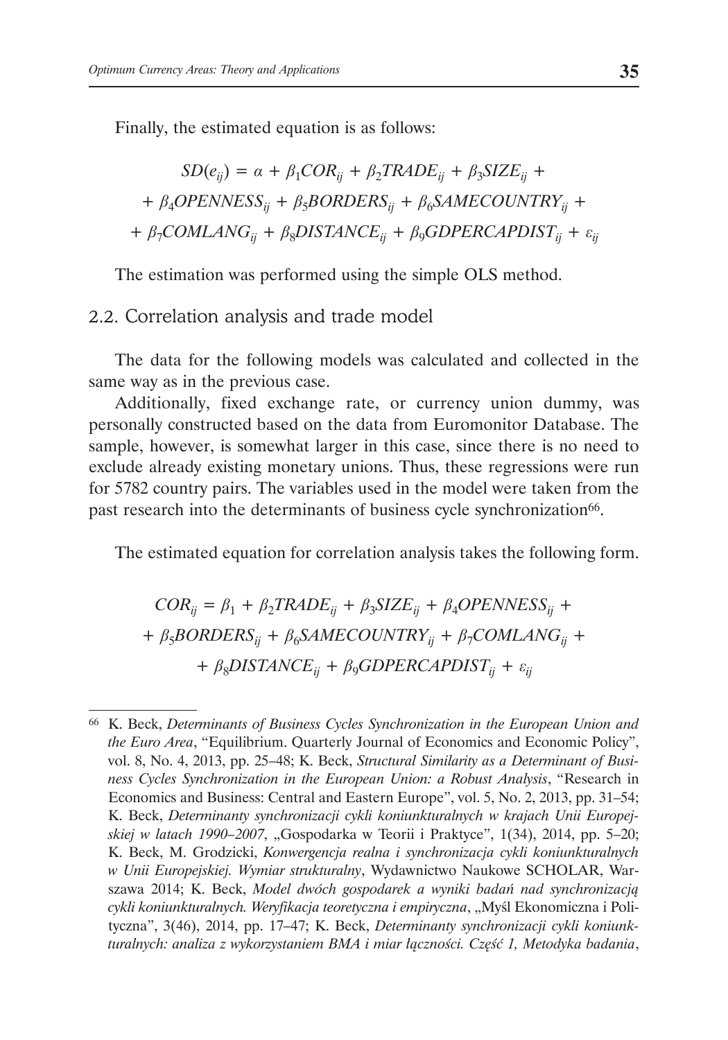Finally, the estimated equation is as follows:

$$SD(e_{ij}) = \alpha + \beta_1 COR_{ij} + \beta_2 TRADE_{ij} + \beta_3 SIZE_{ij} +$$
$$+ \beta_4 OPENNESS_{ij} + \beta_5 BORDERS_{ij} + \beta_6 SAMECOUNTRY_{ij} +$$
$$+ \beta_7 COMLANG_{ij} + \beta_8 DISTANCE_{ij} + \beta_9 GDPERCAPDIST_{ij} + \varepsilon_{ij}$$

The estimation was performed using the simple OLS method.

## 2.2. Correlation analysis and trade model

The data for the following models was calculated and collected in the same way as in the previous case.

Additionally, fixed exchange rate, or currency union dummy, was personally constructed based on the data from Euromonitor Database. The sample, however, is somewhat larger in this case, since there is no need to exclude already existing monetary unions. Thus, these regressions were run for 5782 country pairs. The variables used in the model were taken from the past research into the determinants of business cycle synchronization[66].

The estimated equation for correlation analysis takes the following form.

$$COR_{ij} = \beta_1 + \beta_2 TRADE_{ij} + \beta_3 SIZE_{ij} + \beta_4 OPENNESS_{ij} +$$
$$+ \beta_5 BORDERS_{ij} + \beta_6 SAMECOUNTRY_{ij} + \beta_7 COMLANG_{ij} +$$
$$+ \beta_8 DISTANCE_{ij} + \beta_9 GDPERCAPDIST_{ij} + \varepsilon_{ij}$$

---

[66] K. Beck, *Determinants of Business Cycles Synchronization in the European Union and the Euro Area*, "Equilibrium. Quarterly Journal of Economics and Economic Policy", vol. 8, No. 4, 2013, pp. 25–48; K. Beck, *Structural Similarity as a Determinant of Business Cycles Synchronization in the European Union: a Robust Analysis*, "Research in Economics and Business: Central and Eastern Europe", vol. 5, No. 2, 2013, pp. 31–54; K. Beck, *Determinanty synchronizacji cykli koniunkturalnych w krajach Unii Europejskiej w latach 1990–2007*, „Gospodarka w Teorii i Praktyce", 1(34), 2014, pp. 5–20; K. Beck, M. Grodzicki, *Konwergencja realna i synchronizacja cykli koniunkturalnych w Unii Europejskiej. Wymiar strukturalny*, Wydawnictwo Naukowe SCHOLAR, Warszawa 2014; K. Beck, *Model dwóch gospodarek a wyniki badań nad synchronizacją cykli koniunkturalnych. Weryfikacja teoretyczna i empiryczna*, „Myśl Ekonomiczna i Polityczna", 3(46), 2014, pp. 17–47; K. Beck, *Determinanty synchronizacji cykli koniunkturalnych: analiza z wykorzystaniem BMA i miar łączności. Część 1, Metodyka badania*,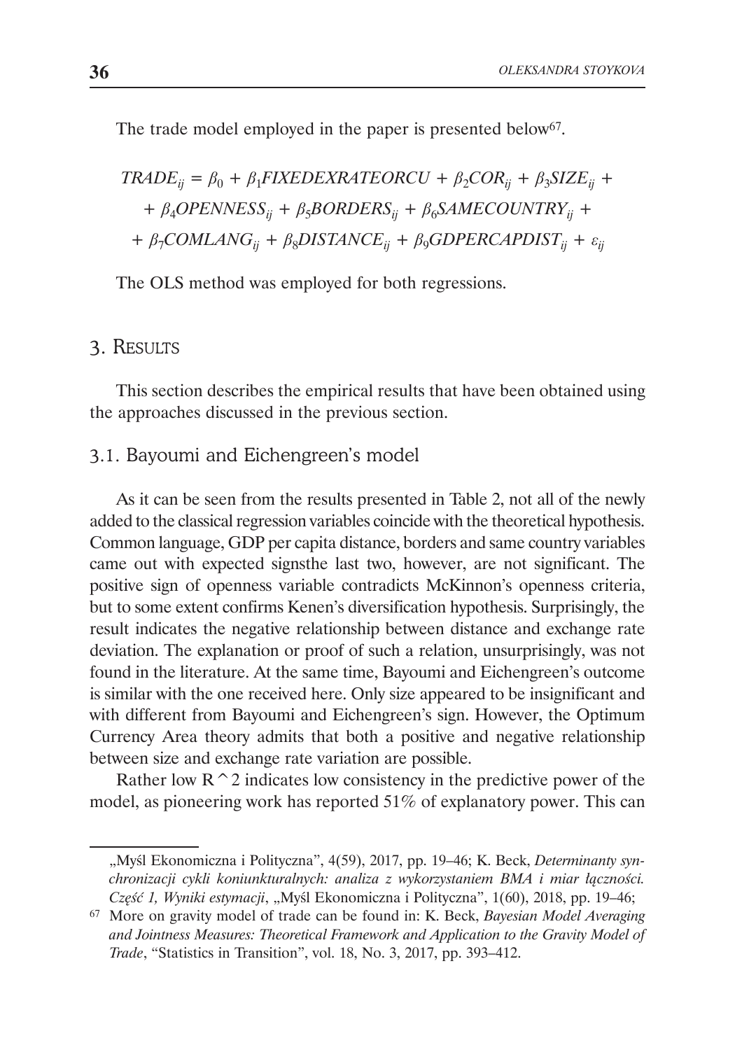The trade model employed in the paper is presented below[67].

$$TRADE_{ij} = \beta_0 + \beta_1 FIXEDEXRATEORCU + \beta_2 COR_{ij} + \beta_3 SIZE_{ij} + \\ + \beta_4 OPENNESS_{ij} + \beta_5 BORDERS_{ij} + \beta_6 SAMECOUNTRY_{ij} + \\ + \beta_7 COMLANG_{ij} + \beta_8 DISTANCE_{ij} + \beta_9 GDPERCAPDIST_{ij} + \varepsilon_{ij}$$

The OLS method was employed for both regressions.

## 3. Results

This section describes the empirical results that have been obtained using the approaches discussed in the previous section.

### 3.1. Bayoumi and Eichengreen's model

As it can be seen from the results presented in Table 2, not all of the newly added to the classical regression variables coincide with the theoretical hypothesis. Common language, GDP per capita distance, borders and same country variables came out with expected signsthe last two, however, are not significant. The positive sign of openness variable contradicts McKinnon's openness criteria, but to some extent confirms Kenen's diversification hypothesis. Surprisingly, the result indicates the negative relationship between distance and exchange rate deviation. The explanation or proof of such a relation, unsurprisingly, was not found in the literature. At the same time, Bayoumi and Eichengreen's outcome is similar with the one received here. Only size appeared to be insignificant and with different from Bayoumi and Eichengreen's sign. However, the Optimum Currency Area theory admits that both a positive and negative relationship between size and exchange rate variation are possible.

Rather low R^2 indicates low consistency in the predictive power of the model, as pioneering work has reported 51% of explanatory power. This can

„Myśl Ekonomiczna i Polityczna", 4(59), 2017, pp. 19–46; K. Beck, *Determinanty synchronizacji cykli koniunkturalnych: analiza z wykorzystaniem BMA i miar łączności. Część 1, Wyniki estymacji*, „Myśl Ekonomiczna i Polityczna", 1(60), 2018, pp. 19–46;

[67] More on gravity model of trade can be found in: K. Beck, *Bayesian Model Averaging and Jointness Measures: Theoretical Framework and Application to the Gravity Model of Trade*, "Statistics in Transition", vol. 18, No. 3, 2017, pp. 393–412.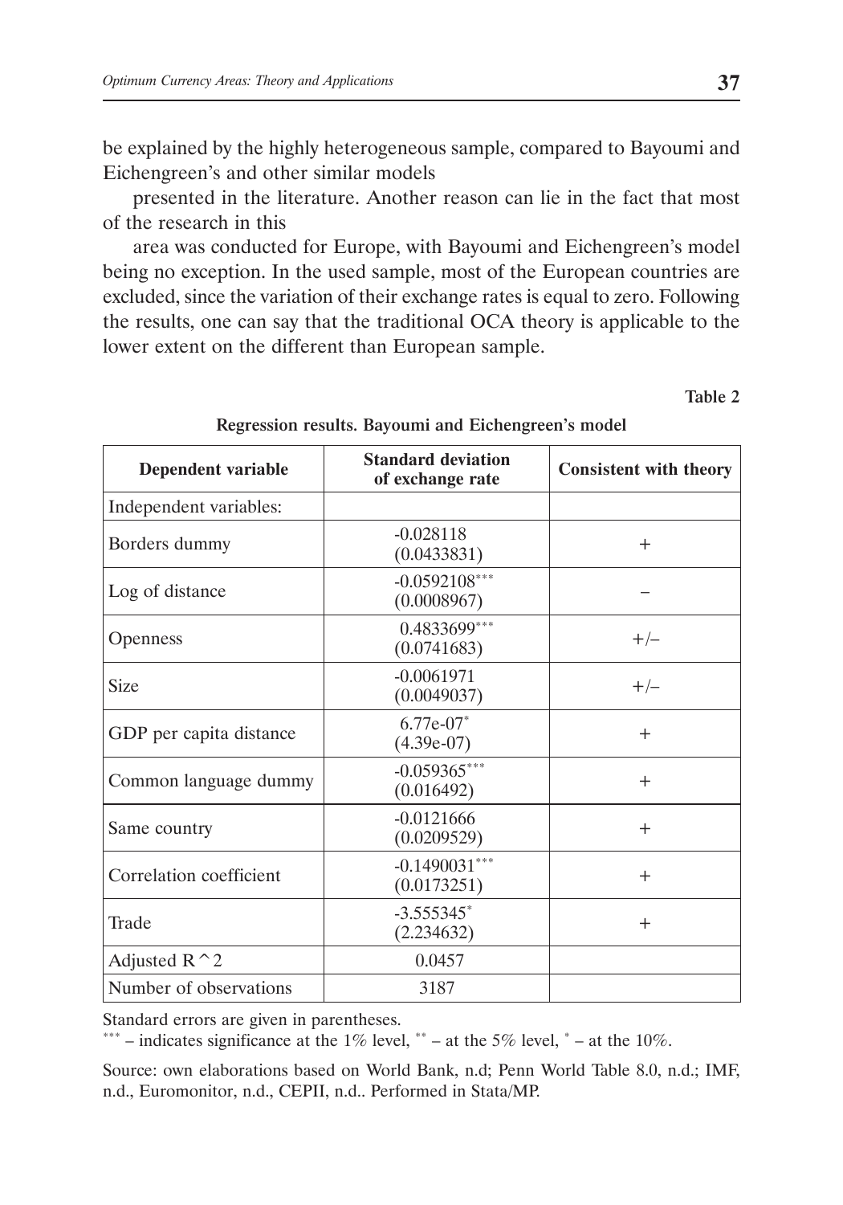be explained by the highly heterogeneous sample, compared to Bayoumi and Eichengreen's and other similar models

presented in the literature. Another reason can lie in the fact that most of the research in this

area was conducted for Europe, with Bayoumi and Eichengreen's model being no exception. In the used sample, most of the European countries are excluded, since the variation of their exchange rates is equal to zero. Following the results, one can say that the traditional OCA theory is applicable to the lower extent on the different than European sample.

**Table 2**

**Regression results. Bayoumi and Eichengreen's model**

| Dependent variable | Standard deviation of exchange rate | Consistent with theory |
|---|---|---|
| Independent variables: | | |
| Borders dummy | -0.028118 (0.0433831) | + |
| Log of distance | -0.0592108*** (0.0008967) | – |
| Openness | 0.4833699*** (0.0741683) | +/– |
| Size | -0.0061971 (0.0049037) | +/– |
| GDP per capita distance | 6.77e-07* (4.39e-07) | + |
| Common language dummy | -0.059365*** (0.016492) | + |
| Same country | -0.0121666 (0.0209529) | + |
| Correlation coefficient | -0.1490031*** (0.0173251) | + |
| Trade | -3.555345* (2.234632) | + |
| Adjusted $R^2$ | 0.0457 | |
| Number of observations | 3187 | |

Standard errors are given in parentheses.
*** – indicates significance at the 1% level, ** – at the 5% level, * – at the 10%.

Source: own elaborations based on World Bank, n.d; Penn World Table 8.0, n.d.; IMF, n.d., Euromonitor, n.d., CEPII, n.d.. Performed in Stata/MP.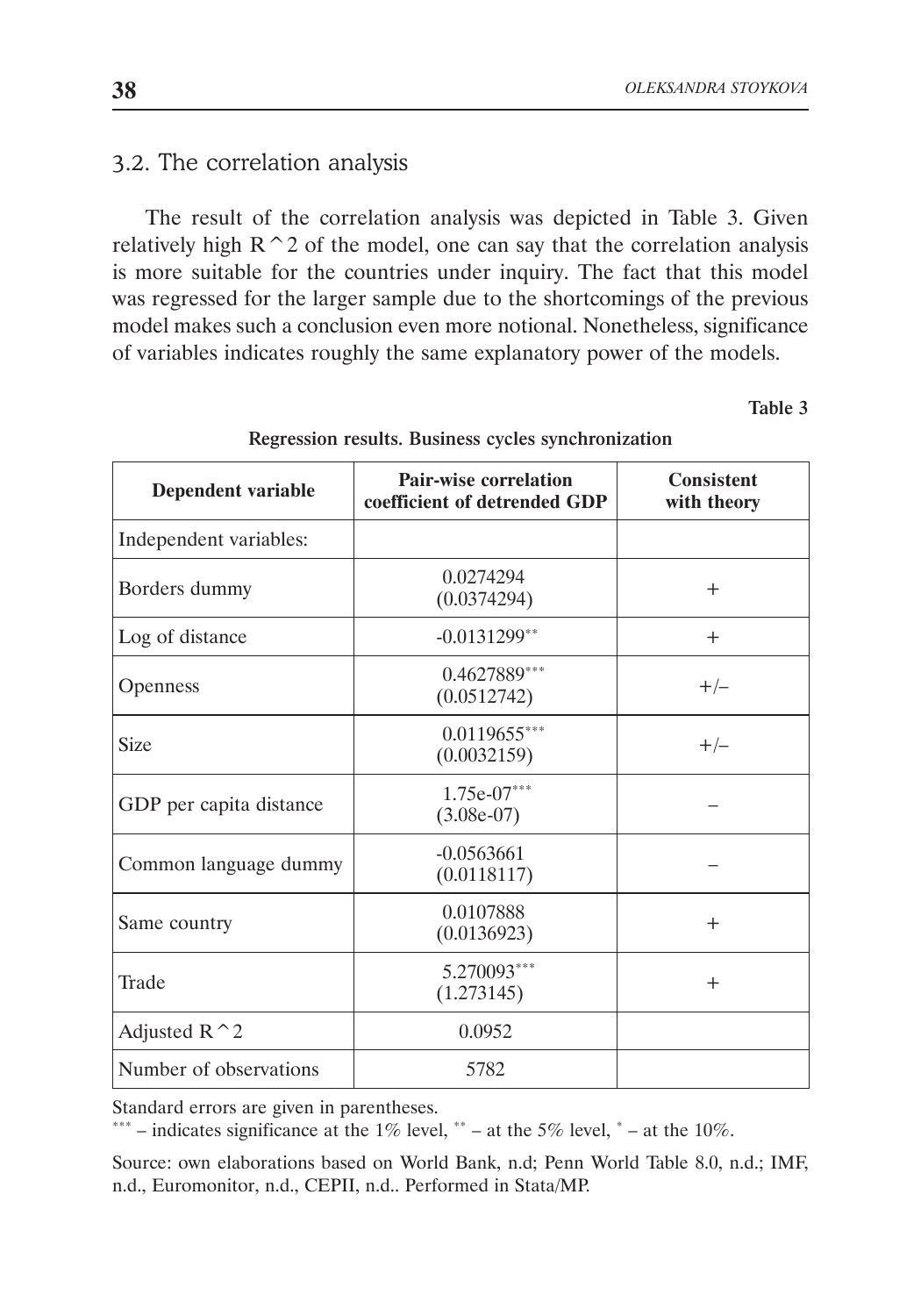## 3.2. The correlation analysis

The result of the correlation analysis was depicted in Table 3. Given relatively high $R^2$ of the model, one can say that the correlation analysis is more suitable for the countries under inquiry. The fact that this model was regressed for the larger sample due to the shortcomings of the previous model makes such a conclusion even more notional. Nonetheless, significance of variables indicates roughly the same explanatory power of the models.

**Table 3**

**Regression results. Business cycles synchronization**

| **Dependent variable** | **Pair-wise correlation coefficient of detrended GDP** | **Consistent with theory** |
|---|---|---|
| Independent variables: | | |
| Borders dummy | 0.0274294 (0.0374294) | + |
| Log of distance | -0.0131299** | + |
| Openness | 0.4627889*** (0.0512742) | +/– |
| Size | 0.0119655*** (0.0032159) | +/– |
| GDP per capita distance | 1.75e-07*** (3.08e-07) | – |
| Common language dummy | -0.0563661 (0.0118117) | – |
| Same country | 0.0107888 (0.0136923) | + |
| Trade | 5.270093*** (1.273145) | + |
| Adjusted $R^2$ | 0.0952 | |
| Number of observations | 5782 | |

Standard errors are given in parentheses.
*** – indicates significance at the 1% level, ** – at the 5% level, * – at the 10%.

Source: own elaborations based on World Bank, n.d; Penn World Table 8.0, n.d.; IMF, n.d., Euromonitor, n.d., CEPII, n.d.. Performed in Stata/MP.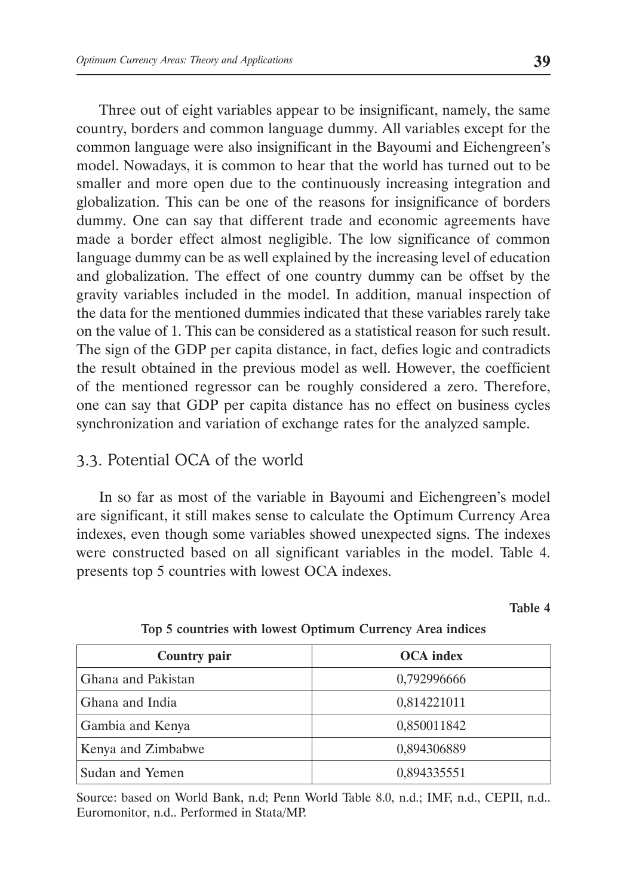Three out of eight variables appear to be insignificant, namely, the same country, borders and common language dummy. All variables except for the common language were also insignificant in the Bayoumi and Eichengreen's model. Nowadays, it is common to hear that the world has turned out to be smaller and more open due to the continuously increasing integration and globalization. This can be one of the reasons for insignificance of borders dummy. One can say that different trade and economic agreements have made a border effect almost negligible. The low significance of common language dummy can be as well explained by the increasing level of education and globalization. The effect of one country dummy can be offset by the gravity variables included in the model. In addition, manual inspection of the data for the mentioned dummies indicated that these variables rarely take on the value of 1. This can be considered as a statistical reason for such result. The sign of the GDP per capita distance, in fact, defies logic and contradicts the result obtained in the previous model as well. However, the coefficient of the mentioned regressor can be roughly considered a zero. Therefore, one can say that GDP per capita distance has no effect on business cycles synchronization and variation of exchange rates for the analyzed sample.

## 3.3. Potential OCA of the world

In so far as most of the variable in Bayoumi and Eichengreen's model are significant, it still makes sense to calculate the Optimum Currency Area indexes, even though some variables showed unexpected signs. The indexes were constructed based on all significant variables in the model. Table 4. presents top 5 countries with lowest OCA indexes.

**Table 4**

**Top 5 countries with lowest Optimum Currency Area indices**

| Country pair | OCA index |
|---|---|
| Ghana and Pakistan | 0,792996666 |
| Ghana and India | 0,814221011 |
| Gambia and Kenya | 0,850011842 |
| Kenya and Zimbabwe | 0,894306889 |
| Sudan and Yemen | 0,894335551 |

Source: based on World Bank, n.d; Penn World Table 8.0, n.d.; IMF, n.d., CEPII, n.d.. Euromonitor, n.d.. Performed in Stata/MP.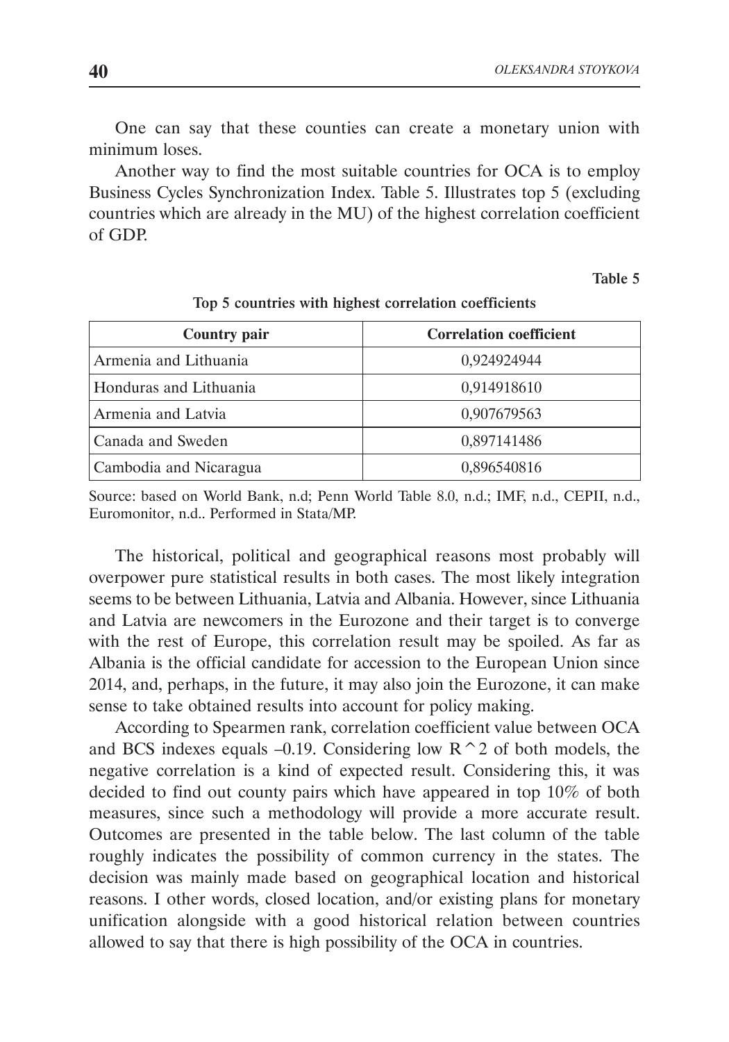One can say that these counties can create a monetary union with minimum loses.

Another way to find the most suitable countries for OCA is to employ Business Cycles Synchronization Index. Table 5. Illustrates top 5 (excluding countries which are already in the MU) of the highest correlation coefficient of GDP.

**Table 5**

**Top 5 countries with highest correlation coefficients**

| Country pair | Correlation coefficient |
|---|---|
| Armenia and Lithuania | 0,924924944 |
| Honduras and Lithuania | 0,914918610 |
| Armenia and Latvia | 0,907679563 |
| Canada and Sweden | 0,897141486 |
| Cambodia and Nicaragua | 0,896540816 |

Source: based on World Bank, n.d; Penn World Table 8.0, n.d.; IMF, n.d., CEPII, n.d., Euromonitor, n.d.. Performed in Stata/MP.

The historical, political and geographical reasons most probably will overpower pure statistical results in both cases. The most likely integration seems to be between Lithuania, Latvia and Albania. However, since Lithuania and Latvia are newcomers in the Eurozone and their target is to converge with the rest of Europe, this correlation result may be spoiled. As far as Albania is the official candidate for accession to the European Union since 2014, and, perhaps, in the future, it may also join the Eurozone, it can make sense to take obtained results into account for policy making.

According to Spearmen rank, correlation coefficient value between OCA and BCS indexes equals –0.19. Considering low R^2 of both models, the negative correlation is a kind of expected result. Considering this, it was decided to find out county pairs which have appeared in top 10% of both measures, since such a methodology will provide a more accurate result. Outcomes are presented in the table below. The last column of the table roughly indicates the possibility of common currency in the states. The decision was mainly made based on geographical location and historical reasons. I other words, closed location, and/or existing plans for monetary unification alongside with a good historical relation between countries allowed to say that there is high possibility of the OCA in countries.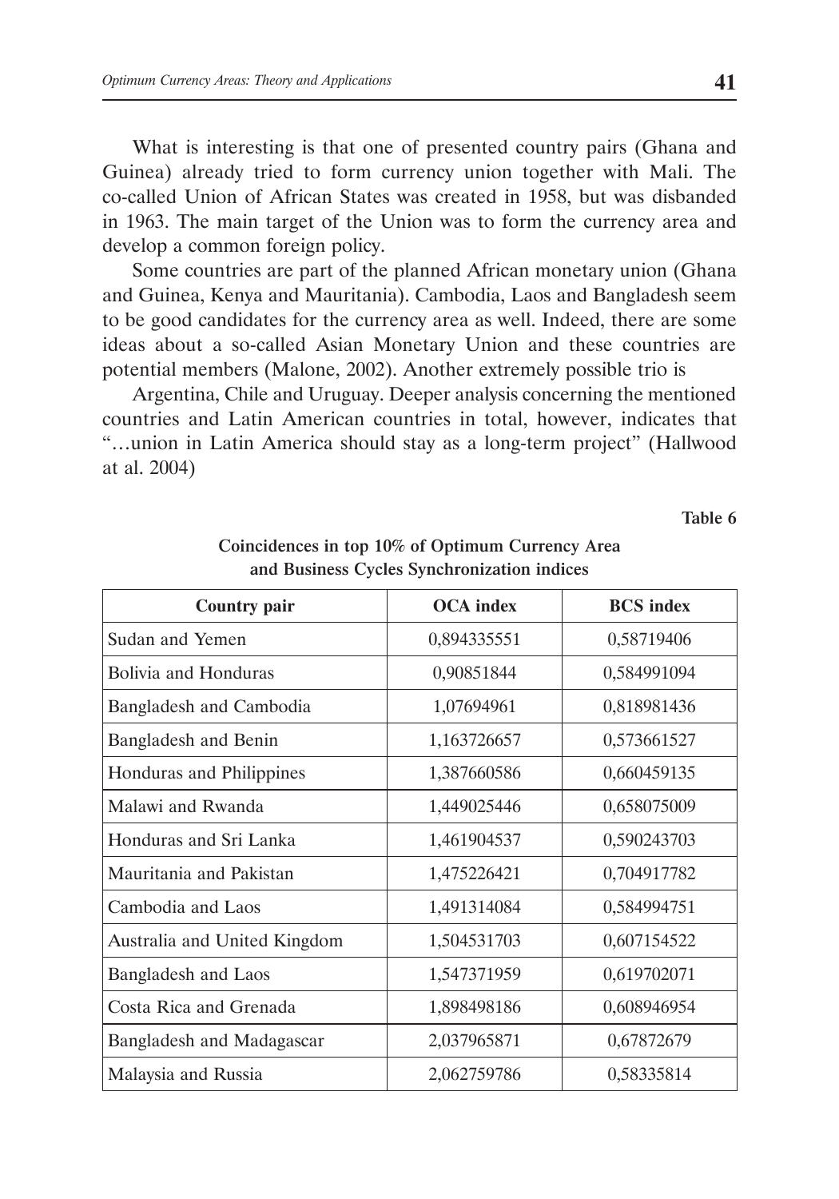What is interesting is that one of presented country pairs (Ghana and Guinea) already tried to form currency union together with Mali. The co-called Union of African States was created in 1958, but was disbanded in 1963. The main target of the Union was to form the currency area and develop a common foreign policy.

Some countries are part of the planned African monetary union (Ghana and Guinea, Kenya and Mauritania). Cambodia, Laos and Bangladesh seem to be good candidates for the currency area as well. Indeed, there are some ideas about a so-called Asian Monetary Union and these countries are potential members (Malone, 2002). Another extremely possible trio is

Argentina, Chile and Uruguay. Deeper analysis concerning the mentioned countries and Latin American countries in total, however, indicates that "…union in Latin America should stay as a long-term project" (Hallwood at al. 2004)

**Table 6**

**Coincidences in top 10% of Optimum Currency Area and Business Cycles Synchronization indices**

| Country pair | OCA index | BCS index |
|---|---|---|
| Sudan and Yemen | 0,894335551 | 0,58719406 |
| Bolivia and Honduras | 0,90851844 | 0,584991094 |
| Bangladesh and Cambodia | 1,07694961 | 0,818981436 |
| Bangladesh and Benin | 1,163726657 | 0,573661527 |
| Honduras and Philippines | 1,387660586 | 0,660459135 |
| Malawi and Rwanda | 1,449025446 | 0,658075009 |
| Honduras and Sri Lanka | 1,461904537 | 0,590243703 |
| Mauritania and Pakistan | 1,475226421 | 0,704917782 |
| Cambodia and Laos | 1,491314084 | 0,584994751 |
| Australia and United Kingdom | 1,504531703 | 0,607154522 |
| Bangladesh and Laos | 1,547371959 | 0,619702071 |
| Costa Rica and Grenada | 1,898498186 | 0,608946954 |
| Bangladesh and Madagascar | 2,037965871 | 0,67872679 |
| Malaysia and Russia | 2,062759786 | 0,58335814 |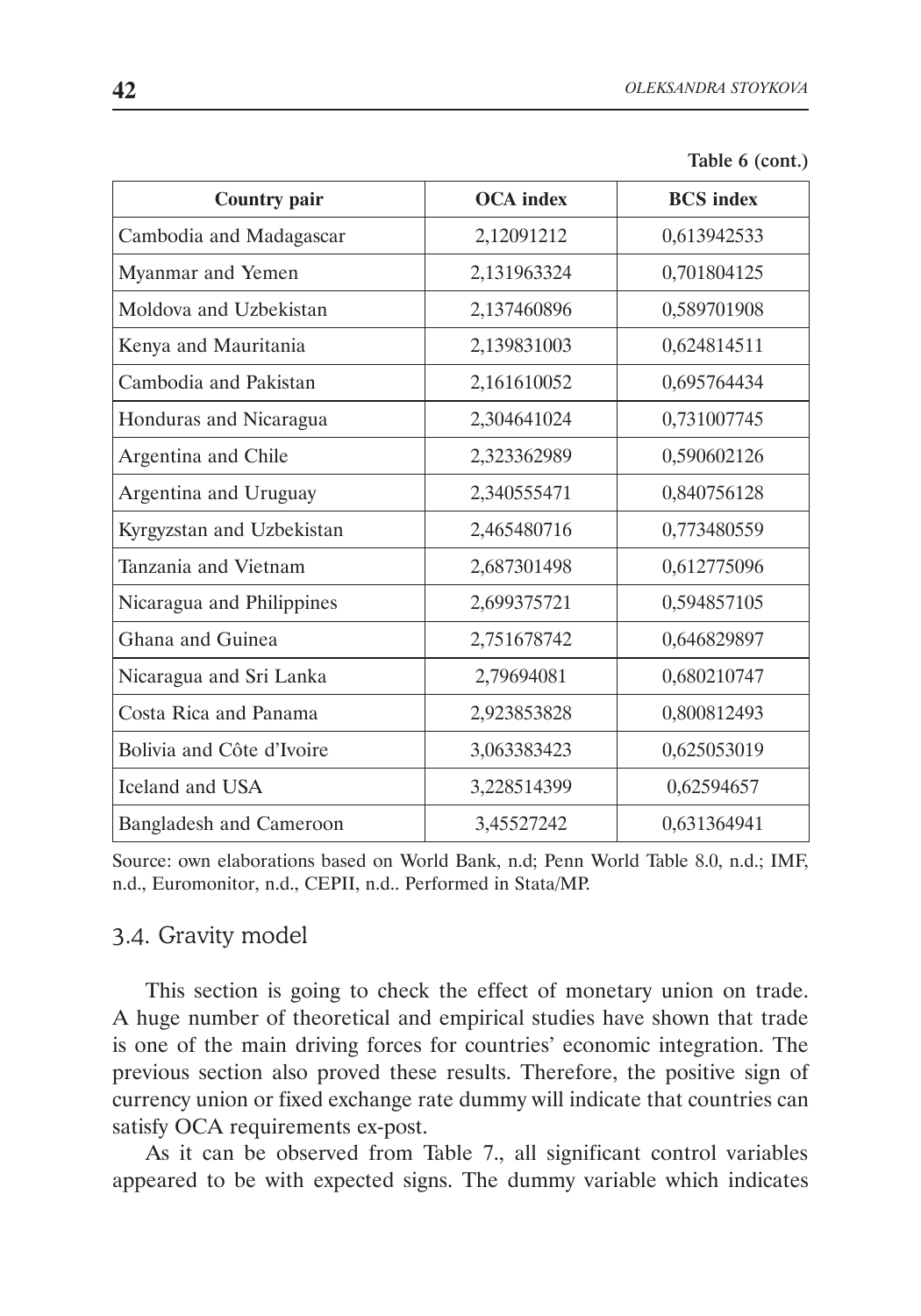Table 6 (cont.)

| Country pair | OCA index | BCS index |
|---|---|---|
| Cambodia and Madagascar | 2,12091212 | 0,613942533 |
| Myanmar and Yemen | 2,131963324 | 0,701804125 |
| Moldova and Uzbekistan | 2,137460896 | 0,589701908 |
| Kenya and Mauritania | 2,139831003 | 0,624814511 |
| Cambodia and Pakistan | 2,161610052 | 0,695764434 |
| Honduras and Nicaragua | 2,304641024 | 0,731007745 |
| Argentina and Chile | 2,323362989 | 0,590602126 |
| Argentina and Uruguay | 2,340555471 | 0,840756128 |
| Kyrgyzstan and Uzbekistan | 2,465480716 | 0,773480559 |
| Tanzania and Vietnam | 2,687301498 | 0,612775096 |
| Nicaragua and Philippines | 2,699375721 | 0,594857105 |
| Ghana and Guinea | 2,751678742 | 0,646829897 |
| Nicaragua and Sri Lanka | 2,79694081 | 0,680210747 |
| Costa Rica and Panama | 2,923853828 | 0,800812493 |
| Bolivia and Côte d'Ivoire | 3,063383423 | 0,625053019 |
| Iceland and USA | 3,228514399 | 0,62594657 |
| Bangladesh and Cameroon | 3,45527242 | 0,631364941 |

Source: own elaborations based on World Bank, n.d; Penn World Table 8.0, n.d.; IMF, n.d., Euromonitor, n.d., CEPII, n.d.. Performed in Stata/MP.

## 3.4. Gravity model

This section is going to check the effect of monetary union on trade. A huge number of theoretical and empirical studies have shown that trade is one of the main driving forces for countries' economic integration. The previous section also proved these results. Therefore, the positive sign of currency union or fixed exchange rate dummy will indicate that countries can satisfy OCA requirements ex-post.

As it can be observed from Table 7., all significant control variables appeared to be with expected signs. The dummy variable which indicates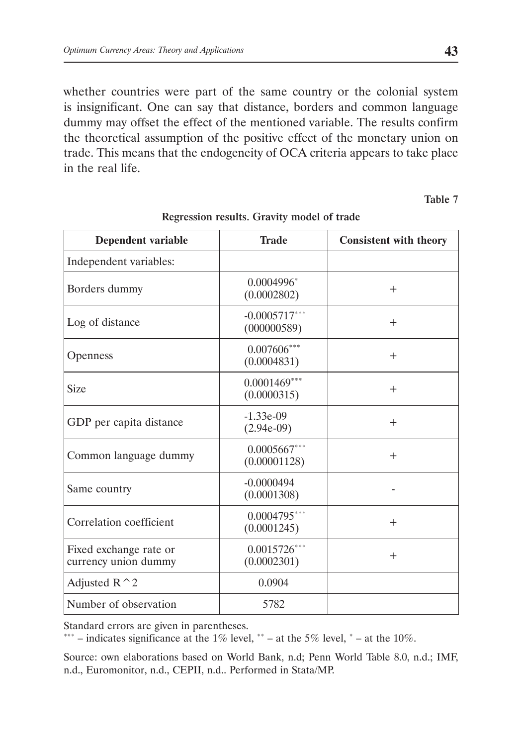whether countries were part of the same country or the colonial system is insignificant. One can say that distance, borders and common language dummy may offset the effect of the mentioned variable. The results confirm the theoretical assumption of the positive effect of the monetary union on trade. This means that the endogeneity of OCA criteria appears to take place in the real life.

**Table 7**

**Regression results. Gravity model of trade**

| Dependent variable | Trade | Consistent with theory |
|---|---|---|
| Independent variables: | | |
| Borders dummy | 0.0004996* (0.0002802) | + |
| Log of distance | -0.0005717*** (000000589) | + |
| Openness | 0.007606*** (0.0004831) | + |
| Size | 0.0001469*** (0.0000315) | + |
| GDP per capita distance | -1.33e-09 (2.94e-09) | + |
| Common language dummy | 0.0005667*** (0.00001128) | + |
| Same country | -0.0000494 (0.0001308) | - |
| Correlation coefficient | 0.0004795*** (0.0001245) | + |
| Fixed exchange rate or currency union dummy | 0.0015726*** (0.0002301) | + |
| Adjusted R^2 | 0.0904 | |
| Number of observation | 5782 | |

Standard errors are given in parentheses.

*** – indicates significance at the 1% level, ** – at the 5% level, * – at the 10%.

Source: own elaborations based on World Bank, n.d; Penn World Table 8.0, n.d.; IMF, n.d., Euromonitor, n.d., CEPII, n.d.. Performed in Stata/MP.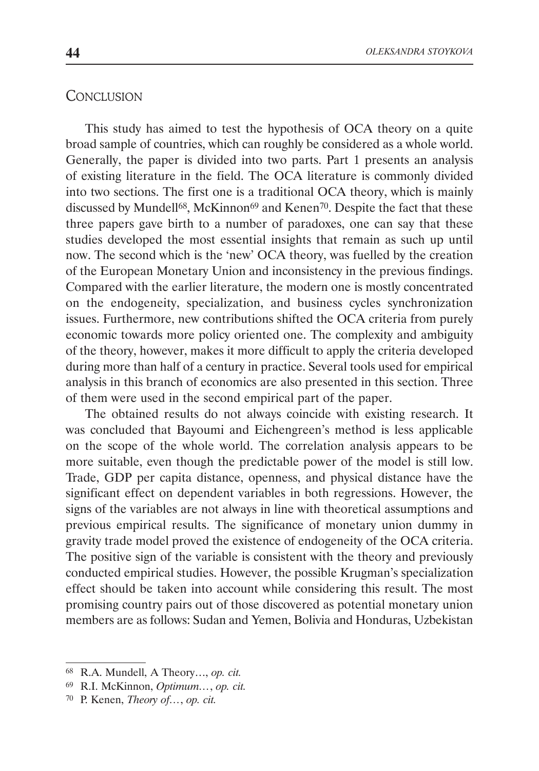## Conclusion

This study has aimed to test the hypothesis of OCA theory on a quite broad sample of countries, which can roughly be considered as a whole world. Generally, the paper is divided into two parts. Part 1 presents an analysis of existing literature in the field. The OCA literature is commonly divided into two sections. The first one is a traditional OCA theory, which is mainly discussed by Mundell[68], McKinnon[69] and Kenen[70]. Despite the fact that these three papers gave birth to a number of paradoxes, one can say that these studies developed the most essential insights that remain as such up until now. The second which is the 'new' OCA theory, was fuelled by the creation of the European Monetary Union and inconsistency in the previous findings. Compared with the earlier literature, the modern one is mostly concentrated on the endogeneity, specialization, and business cycles synchronization issues. Furthermore, new contributions shifted the OCA criteria from purely economic towards more policy oriented one. The complexity and ambiguity of the theory, however, makes it more difficult to apply the criteria developed during more than half of a century in practice. Several tools used for empirical analysis in this branch of economics are also presented in this section. Three of them were used in the second empirical part of the paper.

The obtained results do not always coincide with existing research. It was concluded that Bayoumi and Eichengreen's method is less applicable on the scope of the whole world. The correlation analysis appears to be more suitable, even though the predictable power of the model is still low. Trade, GDP per capita distance, openness, and physical distance have the significant effect on dependent variables in both regressions. However, the signs of the variables are not always in line with theoretical assumptions and previous empirical results. The significance of monetary union dummy in gravity trade model proved the existence of endogeneity of the OCA criteria. The positive sign of the variable is consistent with the theory and previously conducted empirical studies. However, the possible Krugman's specialization effect should be taken into account while considering this result. The most promising country pairs out of those discovered as potential monetary union members are as follows: Sudan and Yemen, Bolivia and Honduras, Uzbekistan

---

[68] R.A. Mundell, A Theory…, *op. cit.*

[69] R.I. McKinnon, *Optimum…*, *op. cit.*

[70] P. Kenen, *Theory of…*, *op. cit.*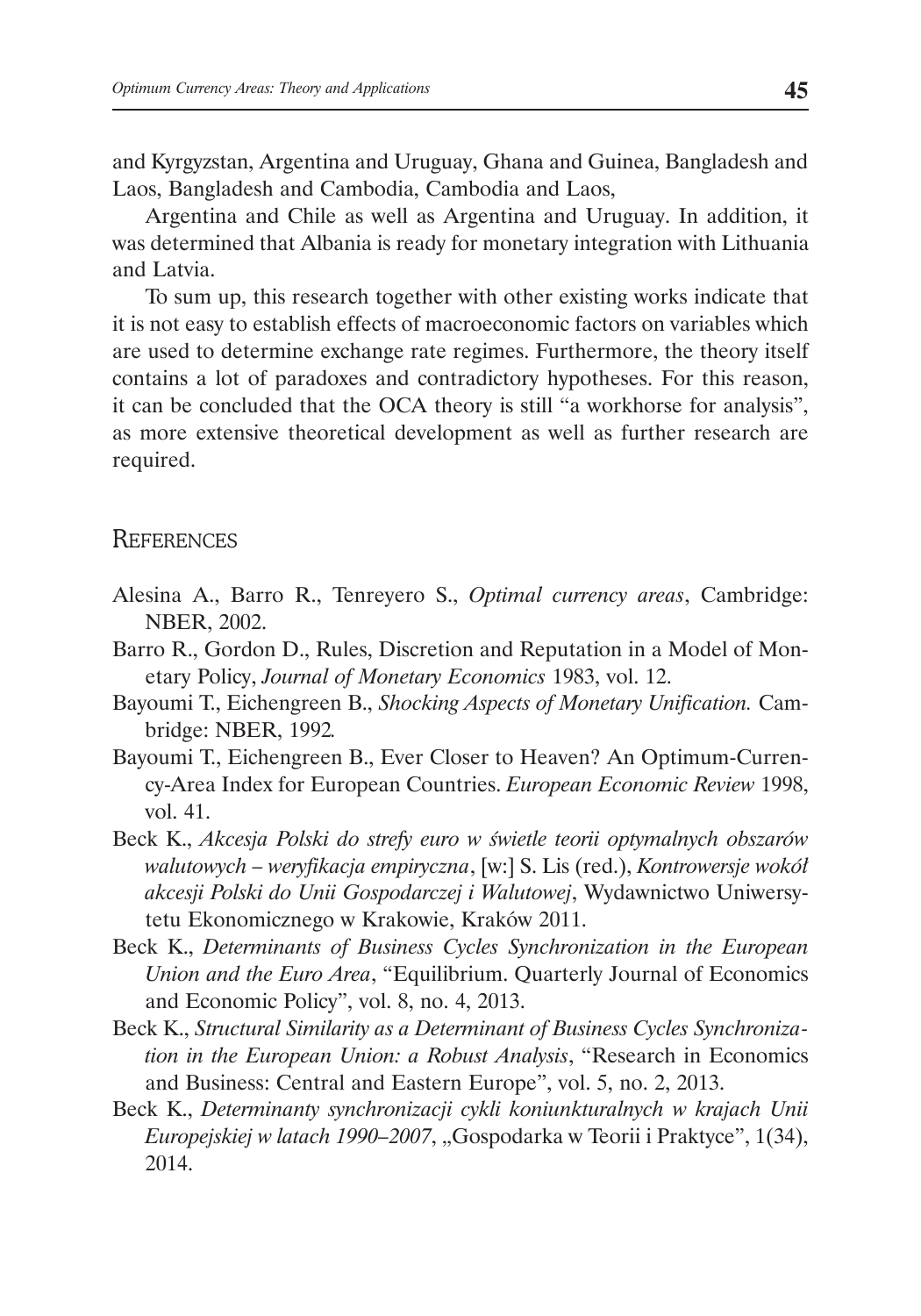and Kyrgyzstan, Argentina and Uruguay, Ghana and Guinea, Bangladesh and Laos, Bangladesh and Cambodia, Cambodia and Laos,

Argentina and Chile as well as Argentina and Uruguay. In addition, it was determined that Albania is ready for monetary integration with Lithuania and Latvia.

To sum up, this research together with other existing works indicate that it is not easy to establish effects of macroeconomic factors on variables which are used to determine exchange rate regimes. Furthermore, the theory itself contains a lot of paradoxes and contradictory hypotheses. For this reason, it can be concluded that the OCA theory is still "a workhorse for analysis", as more extensive theoretical development as well as further research are required.

## References

- Alesina A., Barro R., Tenreyero S., *Optimal currency areas*, Cambridge: NBER, 2002.
- Barro R., Gordon D., Rules, Discretion and Reputation in a Model of Monetary Policy, *Journal of Monetary Economics* 1983, vol. 12.
- Bayoumi T., Eichengreen B., *Shocking Aspects of Monetary Unification.* Cambridge: NBER, 1992.
- Bayoumi T., Eichengreen B., Ever Closer to Heaven? An Optimum-Currency-Area Index for European Countries. *European Economic Review* 1998, vol. 41.
- Beck K., *Akcesja Polski do strefy euro w świetle teorii optymalnych obszarów walutowych – weryfikacja empiryczna*, [w:] S. Lis (red.), *Kontrowersje wokół akcesji Polski do Unii Gospodarczej i Walutowej*, Wydawnictwo Uniwersytetu Ekonomicznego w Krakowie, Kraków 2011.
- Beck K., *Determinants of Business Cycles Synchronization in the European Union and the Euro Area*, "Equilibrium. Quarterly Journal of Economics and Economic Policy", vol. 8, no. 4, 2013.
- Beck K., *Structural Similarity as a Determinant of Business Cycles Synchronization in the European Union: a Robust Analysis*, "Research in Economics and Business: Central and Eastern Europe", vol. 5, no. 2, 2013.
- Beck K., *Determinanty synchronizacji cykli koniunkturalnych w krajach Unii Europejskiej w latach 1990–2007*, „Gospodarka w Teorii i Praktyce", 1(34), 2014.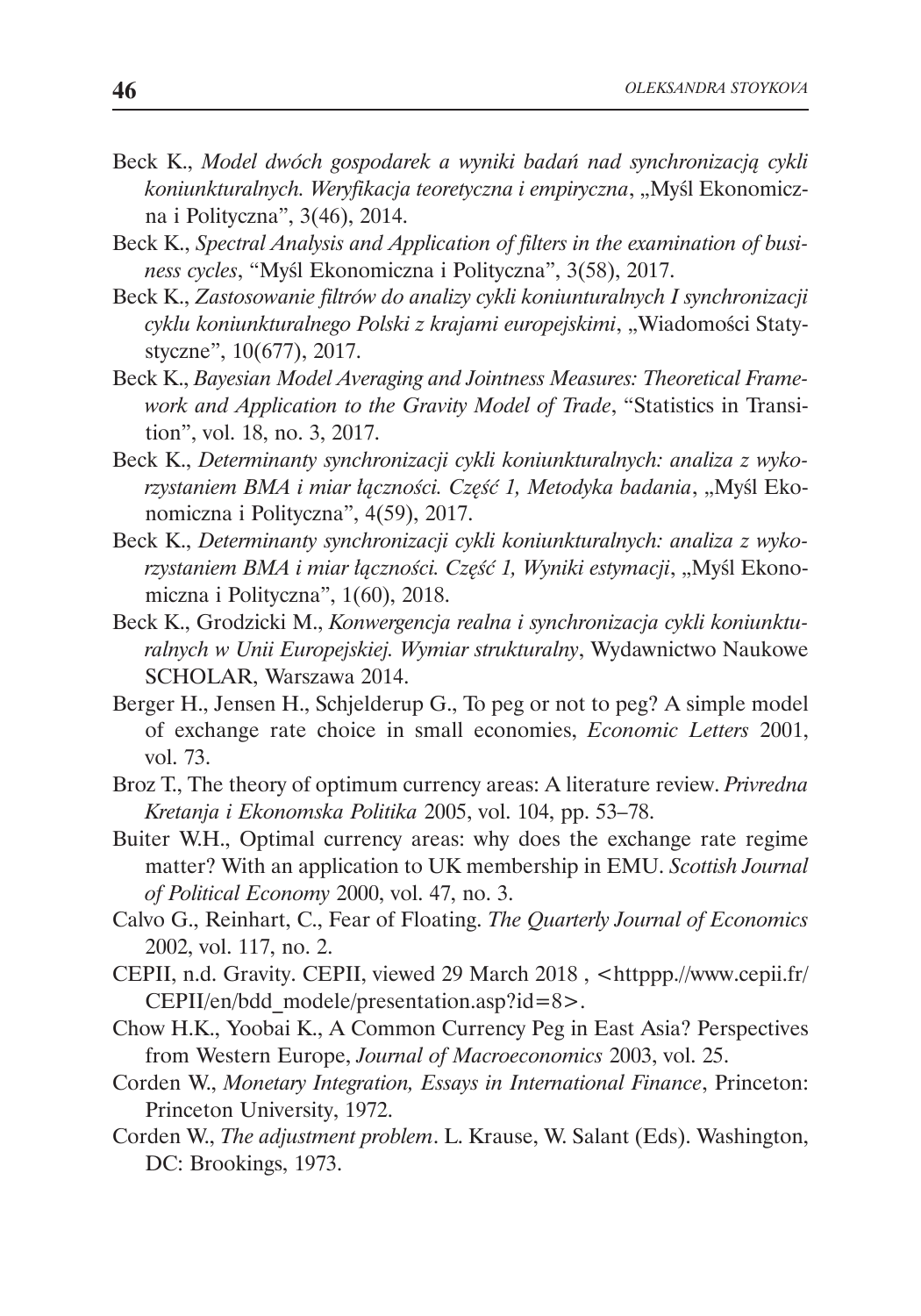Beck K., *Model dwóch gospodarek a wyniki badań nad synchronizacją cykli koniunkturalnych. Weryfikacja teoretyczna i empiryczna*, „Myśl Ekonomiczna i Polityczna", 3(46), 2014.

Beck K., *Spectral Analysis and Application of filters in the examination of business cycles*, "Myśl Ekonomiczna i Polityczna", 3(58), 2017.

Beck K., *Zastosowanie filtrów do analizy cykli koniunturalnych I synchronizacji cyklu koniunkturalnego Polski z krajami europejskimi*, „Wiadomości Statystyczne", 10(677), 2017.

Beck K., *Bayesian Model Averaging and Jointness Measures: Theoretical Framework and Application to the Gravity Model of Trade*, "Statistics in Transition", vol. 18, no. 3, 2017.

Beck K., *Determinanty synchronizacji cykli koniunkturalnych: analiza z wykorzystaniem BMA i miar łączności. Część 1, Metodyka badania*, „Myśl Ekonomiczna i Polityczna", 4(59), 2017.

Beck K., *Determinanty synchronizacji cykli koniunkturalnych: analiza z wykorzystaniem BMA i miar łączności. Część 1, Wyniki estymacji*, „Myśl Ekonomiczna i Polityczna", 1(60), 2018.

Beck K., Grodzicki M., *Konwergencja realna i synchronizacja cykli koniunkturalnych w Unii Europejskiej. Wymiar strukturalny*, Wydawnictwo Naukowe SCHOLAR, Warszawa 2014.

Berger H., Jensen H., Schjelderup G., To peg or not to peg? A simple model of exchange rate choice in small economies, *Economic Letters* 2001, vol. 73.

Broz T., The theory of optimum currency areas: A literature review. *Privredna Kretanja i Ekonomska Politika* 2005, vol. 104, pp. 53–78.

Buiter W.H., Optimal currency areas: why does the exchange rate regime matter? With an application to UK membership in EMU. *Scottish Journal of Political Economy* 2000, vol. 47, no. 3.

Calvo G., Reinhart, C., Fear of Floating. *The Quarterly Journal of Economics* 2002, vol. 117, no. 2.

CEPII, n.d. Gravity. CEPII, viewed 29 March 2018 , <httppp.//www.cepii.fr/CEPII/en/bdd_modele/presentation.asp?id=8>.

Chow H.K., Yoobai K., A Common Currency Peg in East Asia? Perspectives from Western Europe, *Journal of Macroeconomics* 2003, vol. 25.

Corden W., *Monetary Integration, Essays in International Finance*, Princeton: Princeton University, 1972.

Corden W., *The adjustment problem*. L. Krause, W. Salant (Eds). Washington, DC: Brookings, 1973.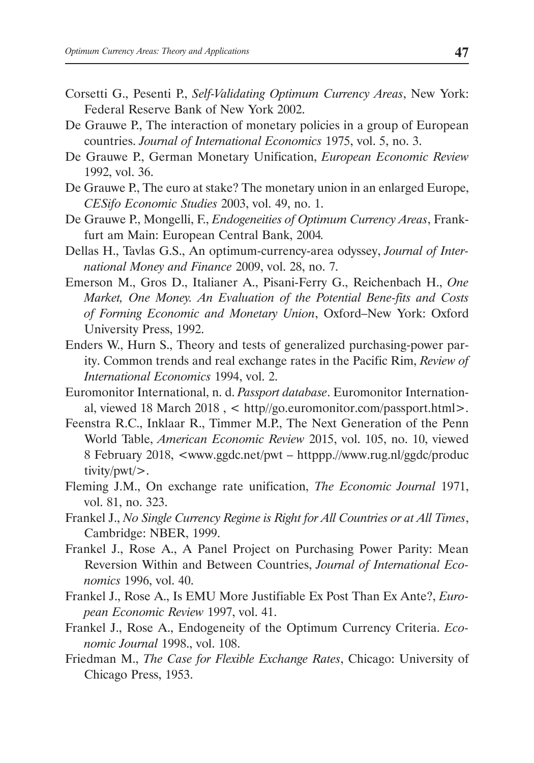Corsetti G., Pesenti P., *Self-Validating Optimum Currency Areas*, New York: Federal Reserve Bank of New York 2002.

De Grauwe P., The interaction of monetary policies in a group of European countries. *Journal of International Economics* 1975, vol. 5, no. 3.

De Grauwe P., German Monetary Unification, *European Economic Review* 1992, vol. 36.

De Grauwe P., The euro at stake? The monetary union in an enlarged Europe, *CESifo Economic Studies* 2003, vol. 49, no. 1.

De Grauwe P., Mongelli, F., *Endogeneities of Optimum Currency Areas*, Frankfurt am Main: European Central Bank, 2004.

Dellas H., Tavlas G.S., An optimum-currency-area odyssey, *Journal of International Money and Finance* 2009, vol. 28, no. 7.

Emerson M., Gros D., Italianer A., Pisani-Ferry G., Reichenbach H., *One Market, One Money. An Evaluation of the Potential Bene-fits and Costs of Forming Economic and Monetary Union*, Oxford–New York: Oxford University Press, 1992.

Enders W., Hurn S., Theory and tests of generalized purchasing-power parity. Common trends and real exchange rates in the Pacific Rim, *Review of International Economics* 1994, vol. 2.

Euromonitor International, n. d. *Passport database*. Euromonitor International, viewed 18 March 2018 , < http//go.euromonitor.com/passport.html>.

Feenstra R.C., Inklaar R., Timmer M.P., The Next Generation of the Penn World Table, *American Economic Review* 2015, vol. 105, no. 10, viewed 8 February 2018, <www.ggdc.net/pwt – httppp.//www.rug.nl/ggdc/productivity/pwt/>.

Fleming J.M., On exchange rate unification, *The Economic Journal* 1971, vol. 81, no. 323.

Frankel J., *No Single Currency Regime is Right for All Countries or at All Times*, Cambridge: NBER, 1999.

Frankel J., Rose A., A Panel Project on Purchasing Power Parity: Mean Reversion Within and Between Countries, *Journal of International Economics* 1996, vol. 40.

Frankel J., Rose A., Is EMU More Justifiable Ex Post Than Ex Ante?, *European Economic Review* 1997, vol. 41.

Frankel J., Rose A., Endogeneity of the Optimum Currency Criteria. *Economic Journal* 1998., vol. 108.

Friedman M., *The Case for Flexible Exchange Rates*, Chicago: University of Chicago Press, 1953.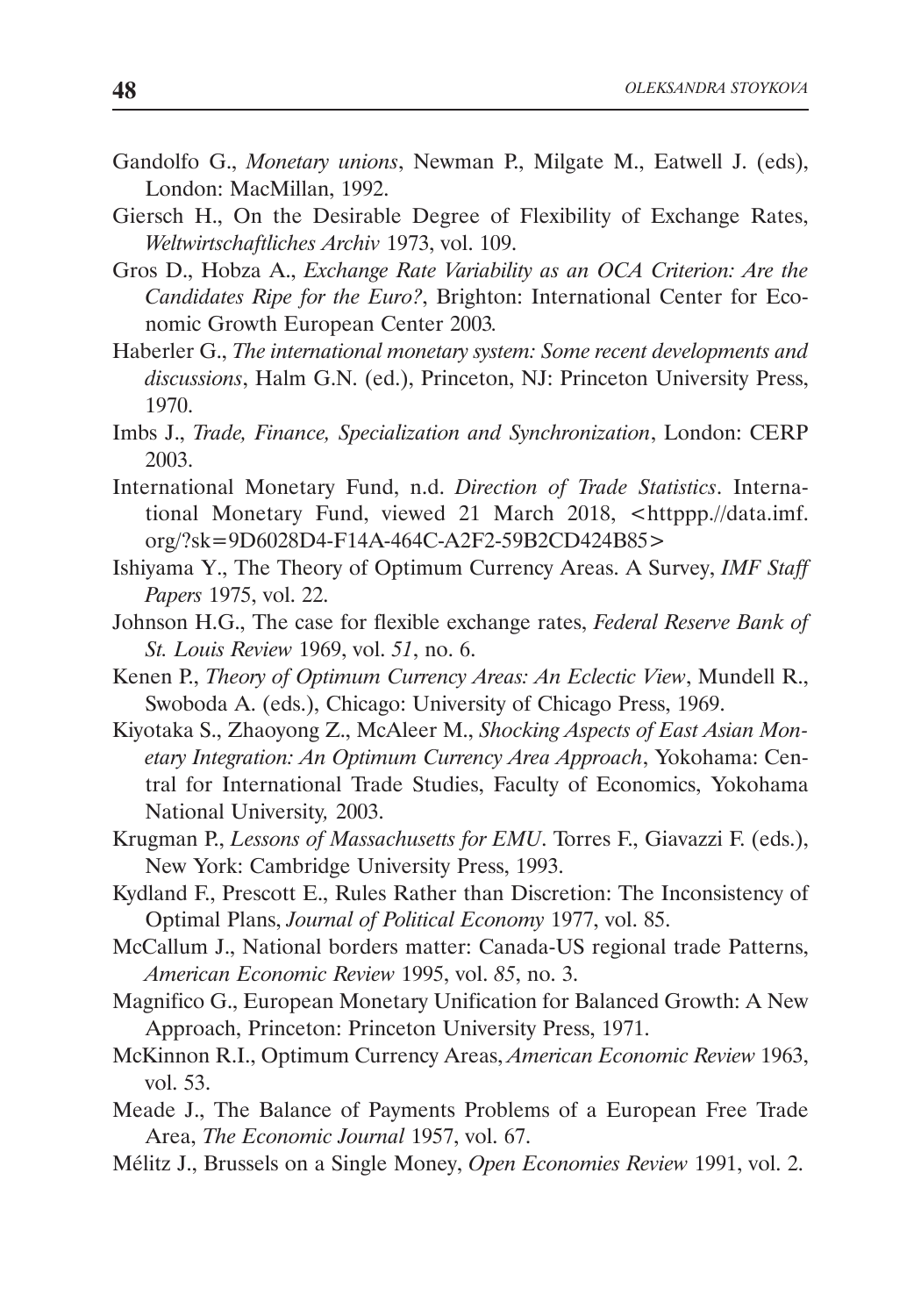Gandolfo G., *Monetary unions*, Newman P., Milgate M., Eatwell J. (eds), London: MacMillan, 1992.

Giersch H., On the Desirable Degree of Flexibility of Exchange Rates, *Weltwirtschaftliches Archiv* 1973, vol. 109.

Gros D., Hobza A., *Exchange Rate Variability as an OCA Criterion: Are the Candidates Ripe for the Euro?*, Brighton: International Center for Economic Growth European Center 2003.

Haberler G., *The international monetary system: Some recent developments and discussions*, Halm G.N. (ed.), Princeton, NJ: Princeton University Press, 1970.

Imbs J., *Trade, Finance, Specialization and Synchronization*, London: CERP 2003.

International Monetary Fund, n.d. *Direction of Trade Statistics*. International Monetary Fund, viewed 21 March 2018, <httppp.//data.imf.org/?sk=9D6028D4-F14A-464C-A2F2-59B2CD424B85>

Ishiyama Y., The Theory of Optimum Currency Areas. A Survey, *IMF Staff Papers* 1975, vol. 22.

Johnson H.G., The case for flexible exchange rates, *Federal Reserve Bank of St. Louis Review* 1969, vol. *51*, no. 6.

Kenen P., *Theory of Optimum Currency Areas: An Eclectic View*, Mundell R., Swoboda A. (eds.), Chicago: University of Chicago Press, 1969.

Kiyotaka S., Zhaoyong Z., McAleer M., *Shocking Aspects of East Asian Monetary Integration: An Optimum Currency Area Approach*, Yokohama: Central for International Trade Studies, Faculty of Economics, Yokohama National University, 2003.

Krugman P., *Lessons of Massachusetts for EMU*. Torres F., Giavazzi F. (eds.), New York: Cambridge University Press, 1993.

Kydland F., Prescott E., Rules Rather than Discretion: The Inconsistency of Optimal Plans, *Journal of Political Economy* 1977, vol. 85.

McCallum J., National borders matter: Canada-US regional trade Patterns, *American Economic Review* 1995, vol. *85*, no. 3.

Magnifico G., European Monetary Unification for Balanced Growth: A New Approach, Princeton: Princeton University Press, 1971.

McKinnon R.I., Optimum Currency Areas, *American Economic Review* 1963, vol. 53.

Meade J., The Balance of Payments Problems of a European Free Trade Area, *The Economic Journal* 1957, vol. 67.

Mélitz J., Brussels on a Single Money, *Open Economies Review* 1991, vol. 2.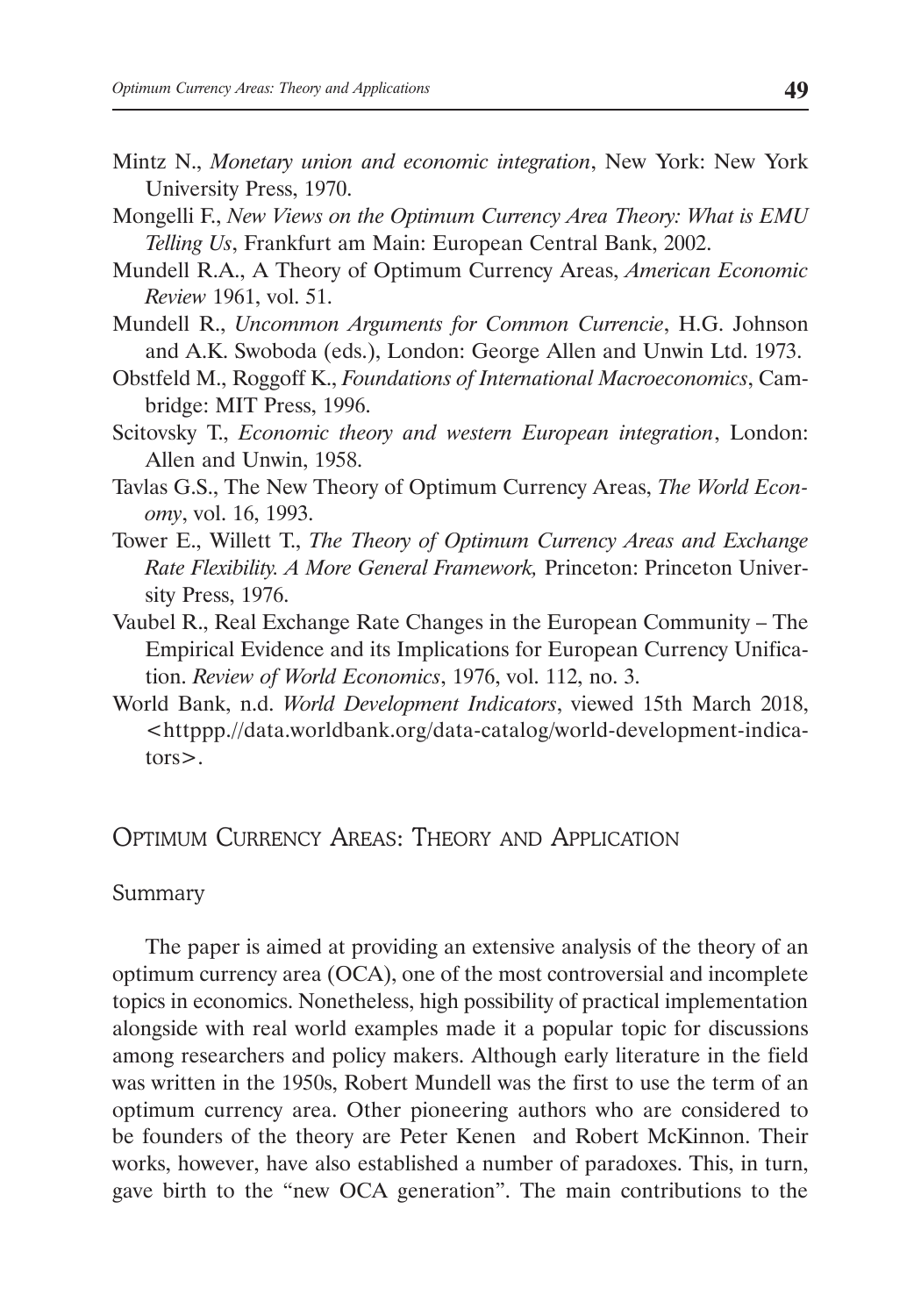Mintz N., *Monetary union and economic integration*, New York: New York University Press, 1970.

Mongelli F., *New Views on the Optimum Currency Area Theory: What is EMU Telling Us*, Frankfurt am Main: European Central Bank, 2002.

Mundell R.A., A Theory of Optimum Currency Areas, *American Economic Review* 1961, vol. 51.

Mundell R., *Uncommon Arguments for Common Currencie*, H.G. Johnson and A.K. Swoboda (eds.), London: George Allen and Unwin Ltd. 1973.

Obstfeld M., Roggoff K., *Foundations of International Macroeconomics*, Cambridge: MIT Press, 1996.

Scitovsky T., *Economic theory and western European integration*, London: Allen and Unwin, 1958.

Tavlas G.S., The New Theory of Optimum Currency Areas, *The World Economy*, vol. 16, 1993.

Tower E., Willett T., *The Theory of Optimum Currency Areas and Exchange Rate Flexibility. A More General Framework,* Princeton: Princeton University Press, 1976.

Vaubel R., Real Exchange Rate Changes in the European Community – The Empirical Evidence and its Implications for European Currency Unification. *Review of World Economics*, 1976, vol. 112, no. 3.

World Bank, n.d. *World Development Indicators*, viewed 15th March 2018, <httppp.//data.worldbank.org/data-catalog/world-development-indicators>.

## Optimum Currency Areas: Theory and Application

### Summary

The paper is aimed at providing an extensive analysis of the theory of an optimum currency area (OCA), one of the most controversial and incomplete topics in economics. Nonetheless, high possibility of practical implementation alongside with real world examples made it a popular topic for discussions among researchers and policy makers. Although early literature in the field was written in the 1950s, Robert Mundell was the first to use the term of an optimum currency area. Other pioneering authors who are considered to be founders of the theory are Peter Kenen and Robert McKinnon. Their works, however, have also established a number of paradoxes. This, in turn, gave birth to the "new OCA generation". The main contributions to the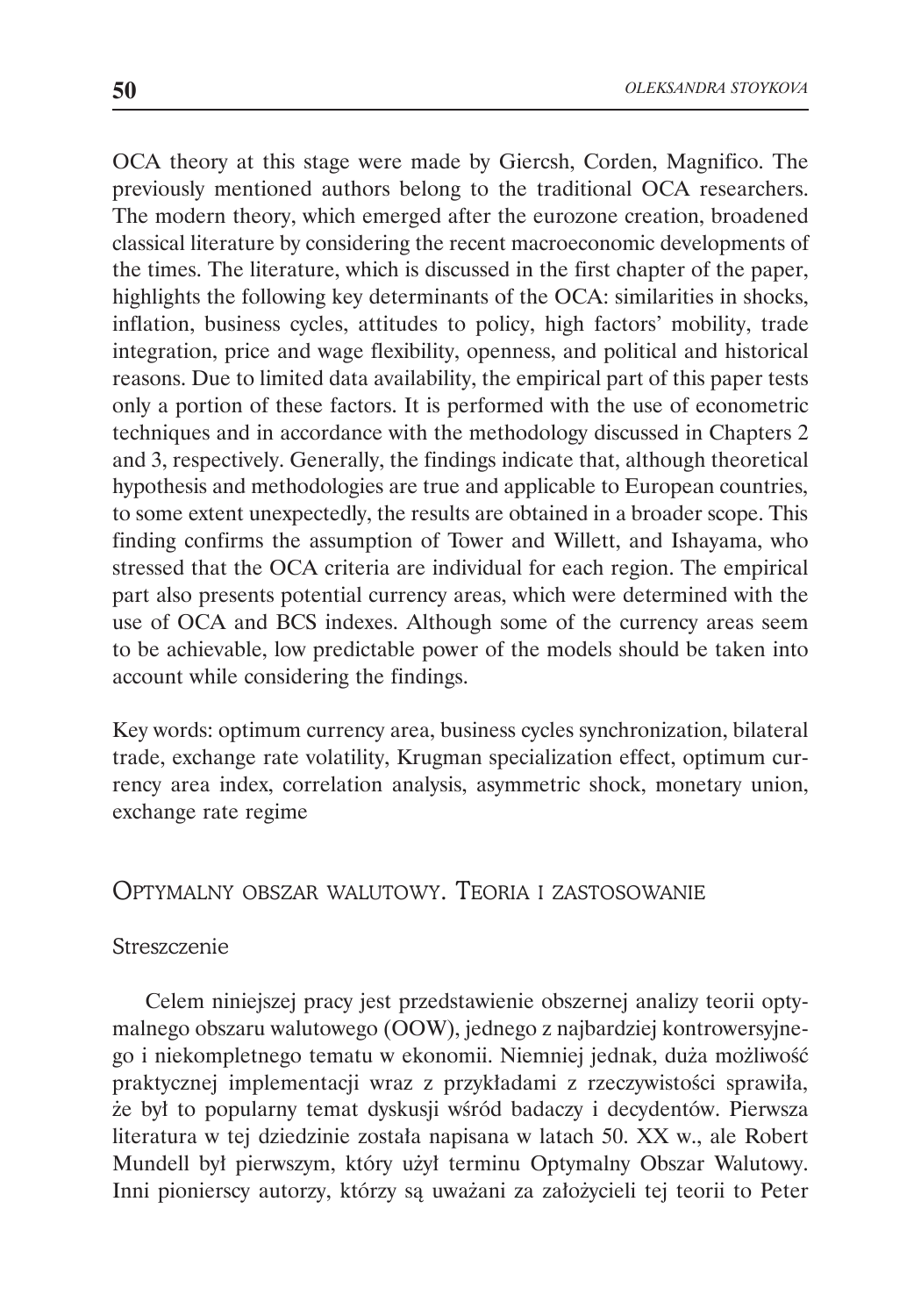OCA theory at this stage were made by Giercsh, Corden, Magnifico. The previously mentioned authors belong to the traditional OCA researchers. The modern theory, which emerged after the eurozone creation, broadened classical literature by considering the recent macroeconomic developments of the times. The literature, which is discussed in the first chapter of the paper, highlights the following key determinants of the OCA: similarities in shocks, inflation, business cycles, attitudes to policy, high factors' mobility, trade integration, price and wage flexibility, openness, and political and historical reasons. Due to limited data availability, the empirical part of this paper tests only a portion of these factors. It is performed with the use of econometric techniques and in accordance with the methodology discussed in Chapters 2 and 3, respectively. Generally, the findings indicate that, although theoretical hypothesis and methodologies are true and applicable to European countries, to some extent unexpectedly, the results are obtained in a broader scope. This finding confirms the assumption of Tower and Willett, and Ishayama, who stressed that the OCA criteria are individual for each region. The empirical part also presents potential currency areas, which were determined with the use of OCA and BCS indexes. Although some of the currency areas seem to be achievable, low predictable power of the models should be taken into account while considering the findings.

Key words: optimum currency area, business cycles synchronization, bilateral trade, exchange rate volatility, Krugman specialization effect, optimum currency area index, correlation analysis, asymmetric shock, monetary union, exchange rate regime

## Optymalny obszar walutowy. Teoria i zastosowanie

### Streszczenie

Celem niniejszej pracy jest przedstawienie obszernej analizy teorii optymalnego obszaru walutowego (OOW), jednego z najbardziej kontrowersyjnego i niekompletnego tematu w ekonomii. Niemniej jednak, duża możliwość praktycznej implementacji wraz z przykładami z rzeczywistości sprawiła, że był to popularny temat dyskusji wśród badaczy i decydentów. Pierwsza literatura w tej dziedzinie została napisana w latach 50. XX w., ale Robert Mundell był pierwszym, który użył terminu Optymalny Obszar Walutowy. Inni pionierscy autorzy, którzy są uważani za założycieli tej teorii to Peter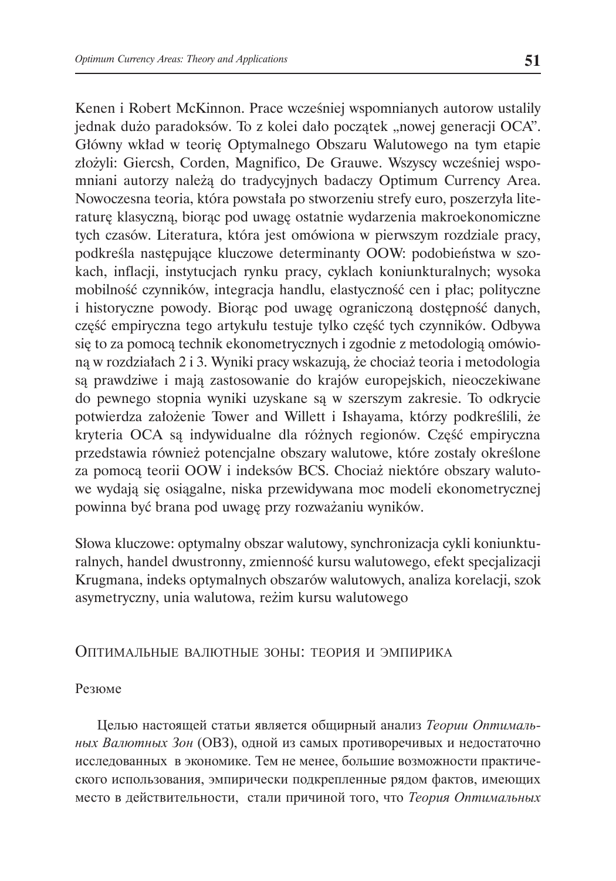Kenen i Robert McKinnon. Prace wcześniej wspomnianych autorow ustalily jednak dużo paradoksów. To z kolei dało początek „nowej generacji OCA". Główny wkład w teorię Optymalnego Obszaru Walutowego na tym etapie złożyli: Giercsh, Corden, Magnifico, De Grauwe. Wszyscy wcześniej wspomniani autorzy należą do tradycyjnych badaczy Optimum Currency Area. Nowoczesna teoria, która powstała po stworzeniu strefy euro, poszerzyła literaturę klasyczną, biorąc pod uwagę ostatnie wydarzenia makroekonomiczne tych czasów. Literatura, która jest omówiona w pierwszym rozdziale pracy, podkreśla następujące kluczowe determinanty OOW: podobieństwa w szokach, inflacji, instytucjach rynku pracy, cyklach koniunkturalnych; wysoka mobilność czynników, integracja handlu, elastyczność cen i płac; polityczne i historyczne powody. Biorąc pod uwagę ograniczoną dostępność danych, część empiryczna tego artykułu testuje tylko część tych czynników. Odbywa się to za pomocą technik ekonometrycznych i zgodnie z metodologią omówioną w rozdziałach 2 i 3. Wyniki pracy wskazują, że chociaż teoria i metodologia są prawdziwe i mają zastosowanie do krajów europejskich, nieoczekiwane do pewnego stopnia wyniki uzyskane są w szerszym zakresie. To odkrycie potwierdza założenie Tower and Willett i Ishayama, którzy podkreślili, że kryteria OCA są indywidualne dla różnych regionów. Część empiryczna przedstawia również potencjalne obszary walutowe, które zostały określone za pomocą teorii OOW i indeksów BCS. Chociaż niektóre obszary walutowe wydają się osiągalne, niska przewidywana moc modeli ekonometrycznej powinna być brana pod uwagę przy rozważaniu wyników.

Słowa kluczowe: optymalny obszar walutowy, synchronizacja cykli koniunkturalnych, handel dwustronny, zmienność kursu walutowego, efekt specjalizacji Krugmana, indeks optymalnych obszarów walutowych, analiza korelacji, szok asymetryczny, unia walutowa, reżim kursu walutowego

## Оптимальные валютные зоны: теория и эмпирика

Резюме

Целью настоящей статьи является общирный анализ *Теории Оптимальных Валютных Зон* (ОВЗ), одной из самых противоречивых и недостаточно исследованных в экономике. Тем не менее, большие возможности практического использования, эмпирически подкрепленные рядом фактов, имеющих место в действительности, стали причиной того, что *Теория Оптимальных*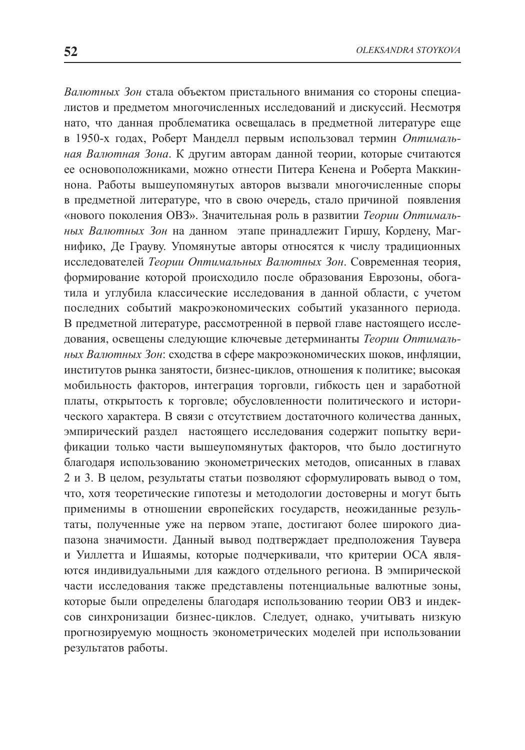*Валютных Зон* стала объектом пристального внимания со стороны специалистов и предметом многочисленных исследований и дискуссий. Несмотря нато, что данная проблематика освещалась в предметной литературе еще в 1950-х годах, Роберт Манделл первым использовал термин *Оптимальная Валютная Зона*. К другим авторам данной теории, которые считаются ее основоположниками, можно отнести Питера Кенена и Роберта Маккиннона. Работы вышеупомянутых авторов вызвали многочисленные споры в предметной литературе, что в свою очередь, стало причиной появления «нового поколения ОВЗ». Значительная роль в развитии *Теории Оптимальных Валютных Зон* на данном этапе принадлежит Гиршу, Кордену, Магнифико, Де Грауву. Упомянутые авторы относятся к числу традиционных исследователей *Теории Оптимальных Валютных Зон*. Современная теория, формирование которой происходило после образования Еврозоны, обогатила и углубила классические исследования в данной области, с учетом последних событий макроэкономических событий указанного периода. В предметной литературе, рассмотренной в первой главе настоящего исследования, освещены следующие ключевые детерминанты *Теории Оптимальных Валютных Зон*: сходства в сфере макроэкономических шоков, инфляции, институтов рынка занятости, бизнес-циклов, отношения к политике; высокая мобильность факторов, интеграция торговли, гибкость цен и заработной платы, открытость к торговле; обусловленности политического и исторического характера. В связи с отсутствием достаточного количества данных, эмпирический раздел настоящего исследования содержит попытку верификации только части вышеупомянутых факторов, что было достигнуто благодаря использованию эконометрических методов, описанных в главах 2 и 3. В целом, результаты статьи позволяют сформулировать вывод о том, что, хотя теоретические гипотезы и методологии достоверны и могут быть применимы в отношении европейских государств, неожиданные результаты, полученные уже на первом этапе, достигают более широкого диапазона значимости. Данный вывод подтверждает предположения Таувера и Уиллетта и Ишаямы, которые подчеркивали, что критерии ОСА являются индивидуальными для каждого отдельного региона. В эмпирической части исследования также представлены потенциальные валютные зоны, которые были определены благодаря использованию теории ОВЗ и индексов синхронизации бизнес-циклов. Следует, однако, учитывать низкую прогнозируемую мощность эконометрических моделей при использовании результатов работы.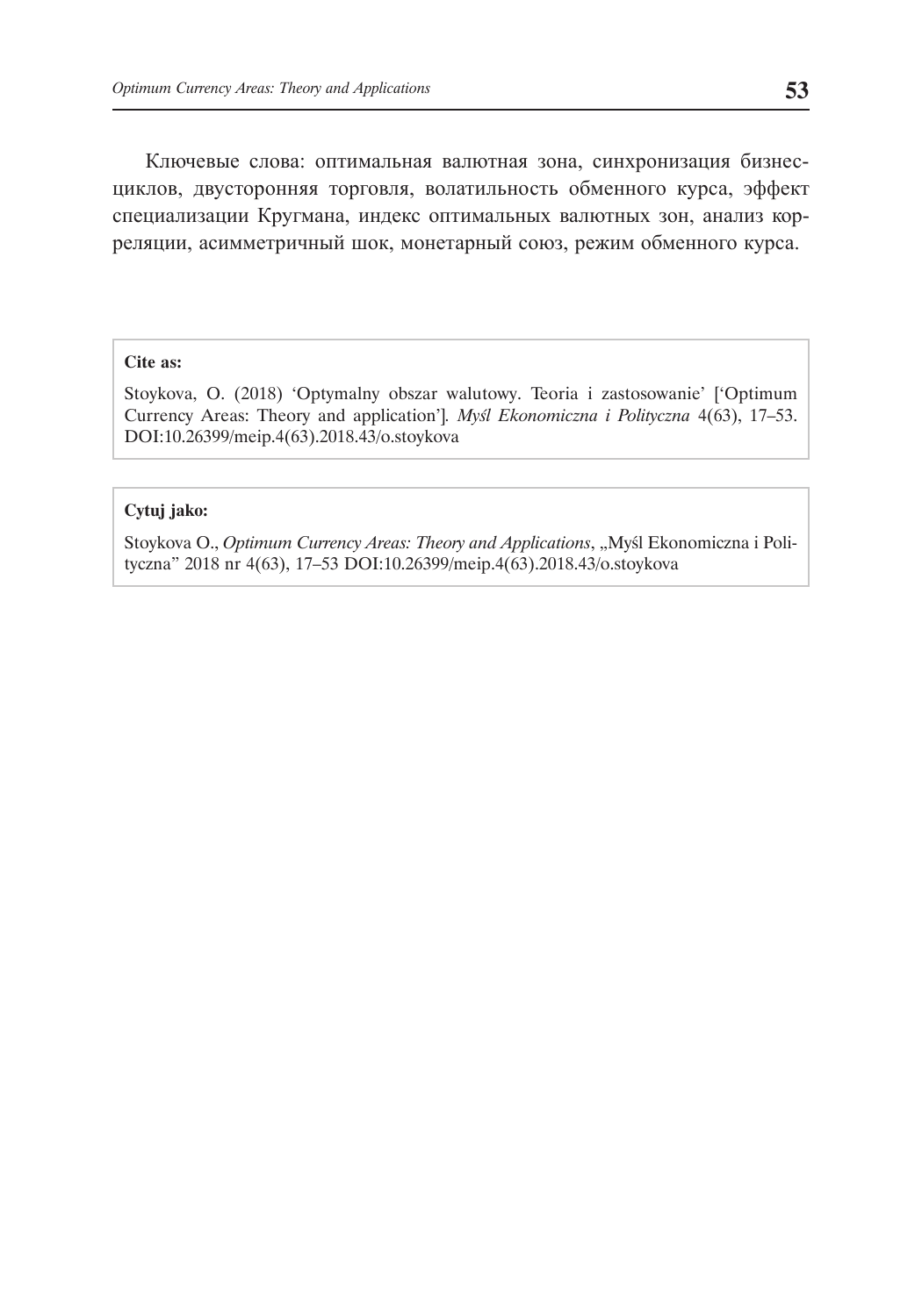Ключевые слова: оптимальная валютная зона, синхронизация бизнес-циклов, двусторонняя торговля, волатильность обменного курса, эффект специализации Кругмана, индекс оптимальных валютных зон, анализ корреляции, асимметричный шок, монетарный союз, режим обменного курса.

**Cite as:**

Stoykova, O. (2018) 'Optymalny obszar walutowy. Teoria i zastosowanie' ['Optimum Currency Areas: Theory and application']. *Myśl Ekonomiczna i Polityczna* 4(63), 17–53. DOI:10.26399/meip.4(63).2018.43/o.stoykova

**Cytuj jako:**

Stoykova O., *Optimum Currency Areas: Theory and Applications*, „Myśl Ekonomiczna i Polityczna" 2018 nr 4(63), 17–53 DOI:10.26399/meip.4(63).2018.43/o.stoykova